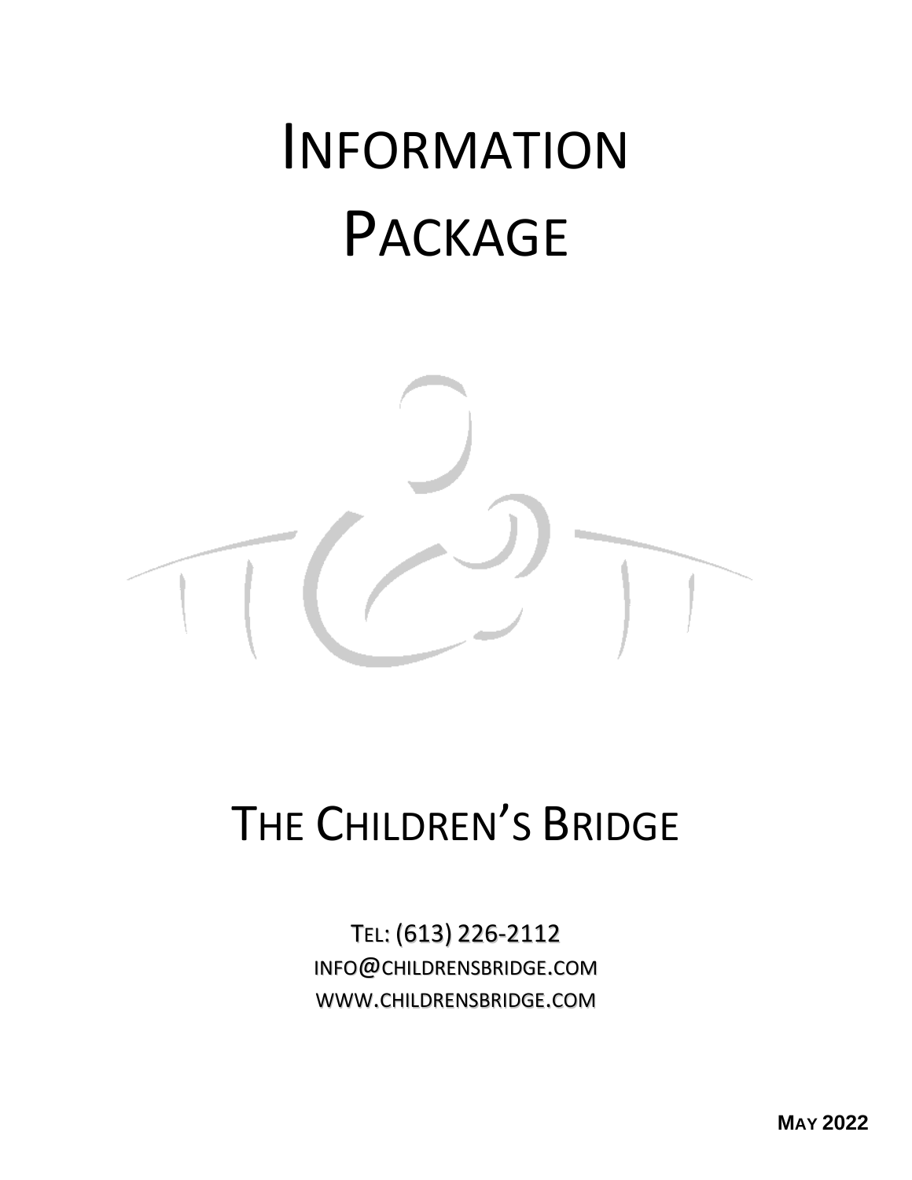# INFORMATION PACKAGE

# THE CHILDREN'S BRIDGE

TEL: (613) 226-2112
INFO@CHILDRENSBRIDGE.COM
WWW.CHILDRENSBRIDGE.COM

**MAY 2022**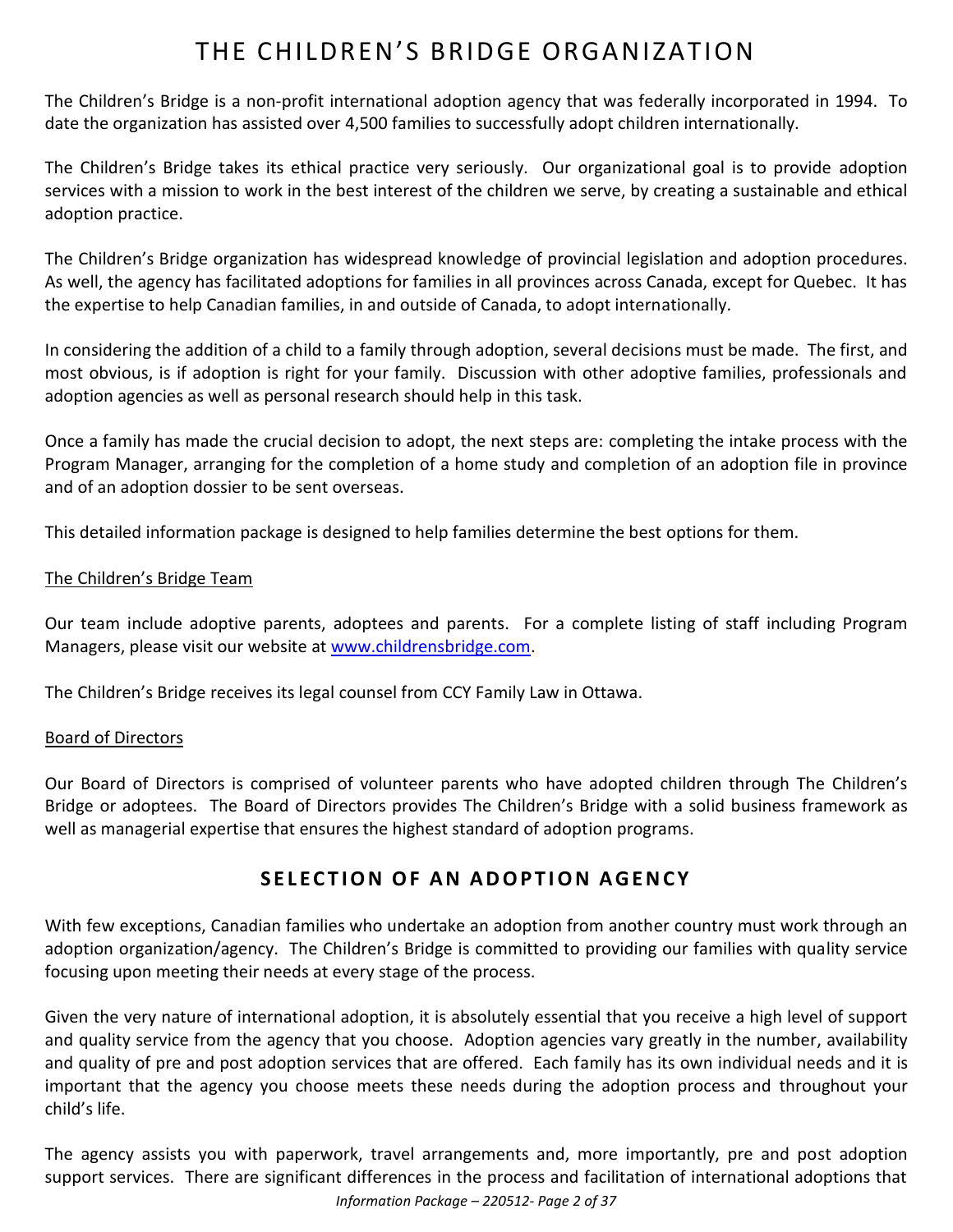# THE CHILDREN'S BRIDGE ORGANIZATION

The Children's Bridge is a non-profit international adoption agency that was federally incorporated in 1994. To date the organization has assisted over 4,500 families to successfully adopt children internationally.

The Children's Bridge takes its ethical practice very seriously. Our organizational goal is to provide adoption services with a mission to work in the best interest of the children we serve, by creating a sustainable and ethical adoption practice.

The Children's Bridge organization has widespread knowledge of provincial legislation and adoption procedures. As well, the agency has facilitated adoptions for families in all provinces across Canada, except for Quebec. It has the expertise to help Canadian families, in and outside of Canada, to adopt internationally.

In considering the addition of a child to a family through adoption, several decisions must be made. The first, and most obvious, is if adoption is right for your family. Discussion with other adoptive families, professionals and adoption agencies as well as personal research should help in this task.

Once a family has made the crucial decision to adopt, the next steps are: completing the intake process with the Program Manager, arranging for the completion of a home study and completion of an adoption file in province and of an adoption dossier to be sent overseas.

This detailed information package is designed to help families determine the best options for them.

<u>The Children's Bridge Team</u>

Our team include adoptive parents, adoptees and parents. For a complete listing of staff including Program Managers, please visit our website at [www.childrensbridge.com](http://www.childrensbridge.com).

The Children's Bridge receives its legal counsel from CCY Family Law in Ottawa.

<u>Board of Directors</u>

Our Board of Directors is comprised of volunteer parents who have adopted children through The Children's Bridge or adoptees. The Board of Directors provides The Children's Bridge with a solid business framework as well as managerial expertise that ensures the highest standard of adoption programs.

## SELECTION OF AN ADOPTION AGENCY

With few exceptions, Canadian families who undertake an adoption from another country must work through an adoption organization/agency. The Children's Bridge is committed to providing our families with quality service focusing upon meeting their needs at every stage of the process.

Given the very nature of international adoption, it is absolutely essential that you receive a high level of support and quality service from the agency that you choose. Adoption agencies vary greatly in the number, availability and quality of pre and post adoption services that are offered. Each family has its own individual needs and it is important that the agency you choose meets these needs during the adoption process and throughout your child's life.

The agency assists you with paperwork, travel arrangements and, more importantly, pre and post adoption support services. There are significant differences in the process and facilitation of international adoptions that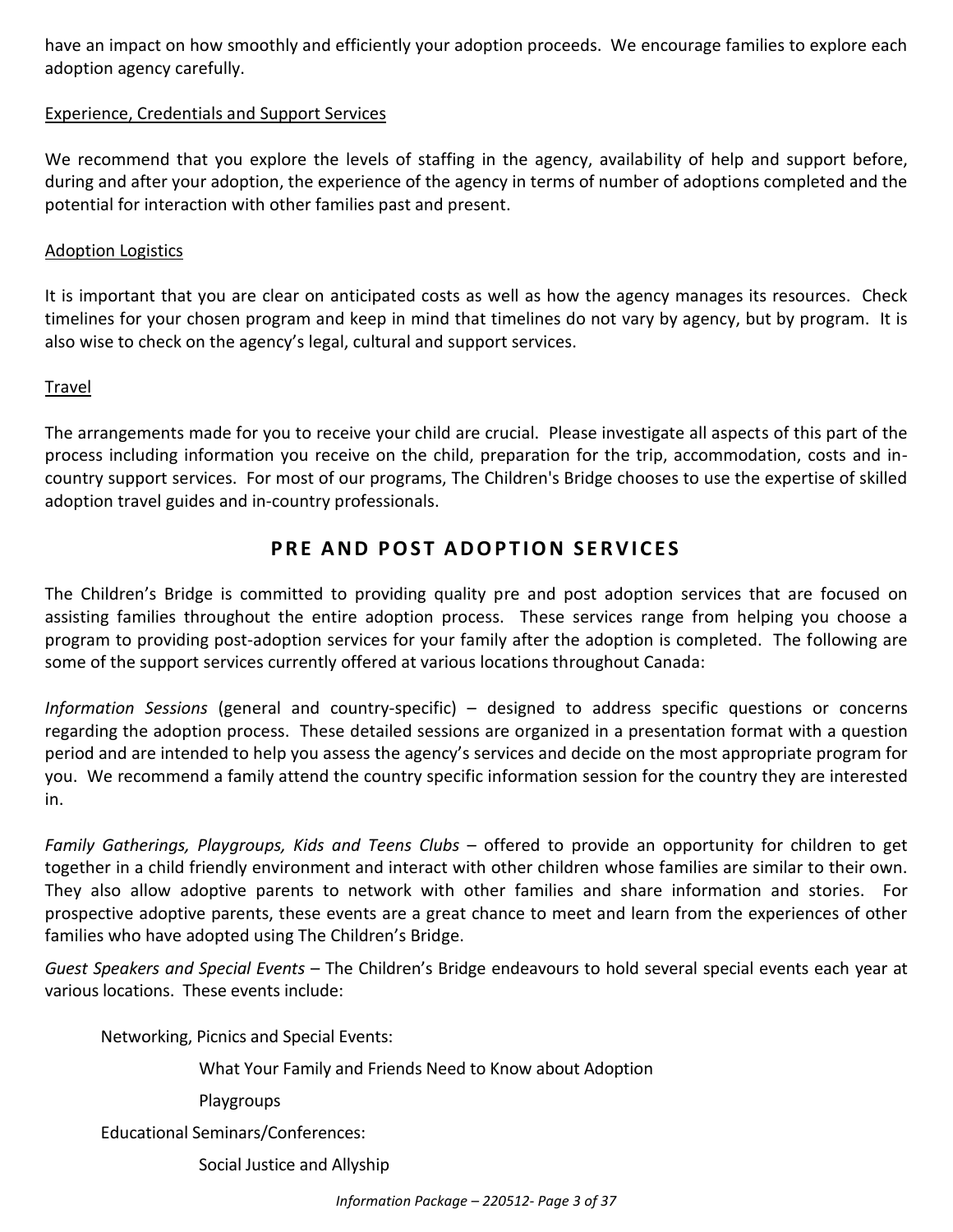have an impact on how smoothly and efficiently your adoption proceeds. We encourage families to explore each adoption agency carefully.

<u>Experience, Credentials and Support Services</u>

We recommend that you explore the levels of staffing in the agency, availability of help and support before, during and after your adoption, the experience of the agency in terms of number of adoptions completed and the potential for interaction with other families past and present.

<u>Adoption Logistics</u>

It is important that you are clear on anticipated costs as well as how the agency manages its resources. Check timelines for your chosen program and keep in mind that timelines do not vary by agency, but by program. It is also wise to check on the agency's legal, cultural and support services.

<u>Travel</u>

The arrangements made for you to receive your child are crucial. Please investigate all aspects of this part of the process including information you receive on the child, preparation for the trip, accommodation, costs and in-country support services. For most of our programs, The Children's Bridge chooses to use the expertise of skilled adoption travel guides and in-country professionals.

## PRE AND POST ADOPTION SERVICES

The Children's Bridge is committed to providing quality pre and post adoption services that are focused on assisting families throughout the entire adoption process. These services range from helping you choose a program to providing post-adoption services for your family after the adoption is completed. The following are some of the support services currently offered at various locations throughout Canada:

*Information Sessions* (general and country-specific) – designed to address specific questions or concerns regarding the adoption process. These detailed sessions are organized in a presentation format with a question period and are intended to help you assess the agency's services and decide on the most appropriate program for you. We recommend a family attend the country specific information session for the country they are interested in.

*Family Gatherings, Playgroups, Kids and Teens Clubs* – offered to provide an opportunity for children to get together in a child friendly environment and interact with other children whose families are similar to their own. They also allow adoptive parents to network with other families and share information and stories. For prospective adoptive parents, these events are a great chance to meet and learn from the experiences of other families who have adopted using The Children's Bridge.

*Guest Speakers and Special Events* – The Children's Bridge endeavours to hold several special events each year at various locations. These events include:

Networking, Picnics and Special Events:

- What Your Family and Friends Need to Know about Adoption
- Playgroups

Educational Seminars/Conferences:

- Social Justice and Allyship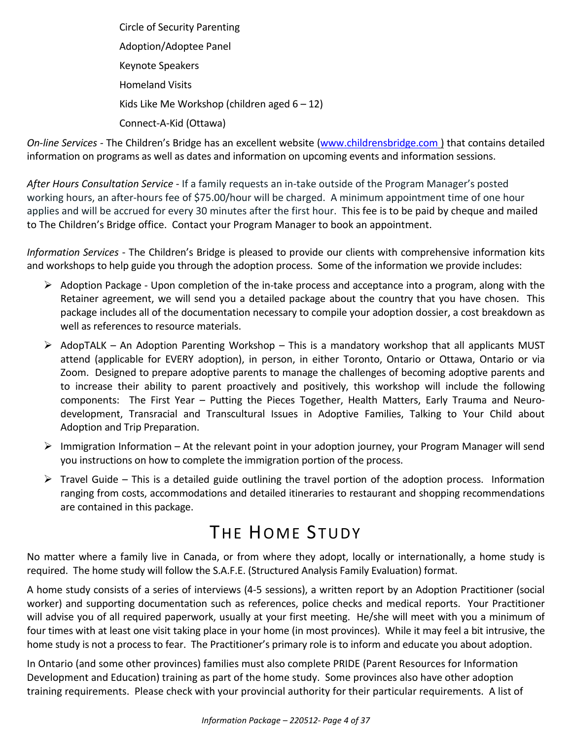Circle of Security Parenting

Adoption/Adoptee Panel

Keynote Speakers

Homeland Visits

Kids Like Me Workshop (children aged 6 – 12)

Connect-A-Kid (Ottawa)

*On-line Services* - The Children's Bridge has an excellent website (www.childrensbridge.com ) that contains detailed information on programs as well as dates and information on upcoming events and information sessions.

*After Hours Consultation Service* - If a family requests an in-take outside of the Program Manager's posted working hours, an after-hours fee of $75.00/hour will be charged. A minimum appointment time of one hour applies and will be accrued for every 30 minutes after the first hour. This fee is to be paid by cheque and mailed to The Children's Bridge office. Contact your Program Manager to book an appointment.

*Information Services* - The Children's Bridge is pleased to provide our clients with comprehensive information kits and workshops to help guide you through the adoption process. Some of the information we provide includes:

- Adoption Package - Upon completion of the in-take process and acceptance into a program, along with the Retainer agreement, we will send you a detailed package about the country that you have chosen. This package includes all of the documentation necessary to compile your adoption dossier, a cost breakdown as well as references to resource materials.
- AdopTALK – An Adoption Parenting Workshop – This is a mandatory workshop that all applicants MUST attend (applicable for EVERY adoption), in person, in either Toronto, Ontario or Ottawa, Ontario or via Zoom. Designed to prepare adoptive parents to manage the challenges of becoming adoptive parents and to increase their ability to parent proactively and positively, this workshop will include the following components: The First Year – Putting the Pieces Together, Health Matters, Early Trauma and Neuro-development, Transracial and Transcultural Issues in Adoptive Families, Talking to Your Child about Adoption and Trip Preparation.
- Immigration Information – At the relevant point in your adoption journey, your Program Manager will send you instructions on how to complete the immigration portion of the process.
- Travel Guide – This is a detailed guide outlining the travel portion of the adoption process. Information ranging from costs, accommodations and detailed itineraries to restaurant and shopping recommendations are contained in this package.

# The Home Study

No matter where a family live in Canada, or from where they adopt, locally or internationally, a home study is required. The home study will follow the S.A.F.E. (Structured Analysis Family Evaluation) format.

A home study consists of a series of interviews (4-5 sessions), a written report by an Adoption Practitioner (social worker) and supporting documentation such as references, police checks and medical reports. Your Practitioner will advise you of all required paperwork, usually at your first meeting. He/she will meet with you a minimum of four times with at least one visit taking place in your home (in most provinces). While it may feel a bit intrusive, the home study is not a process to fear. The Practitioner's primary role is to inform and educate you about adoption.

In Ontario (and some other provinces) families must also complete PRIDE (Parent Resources for Information Development and Education) training as part of the home study. Some provinces also have other adoption training requirements. Please check with your provincial authority for their particular requirements. A list of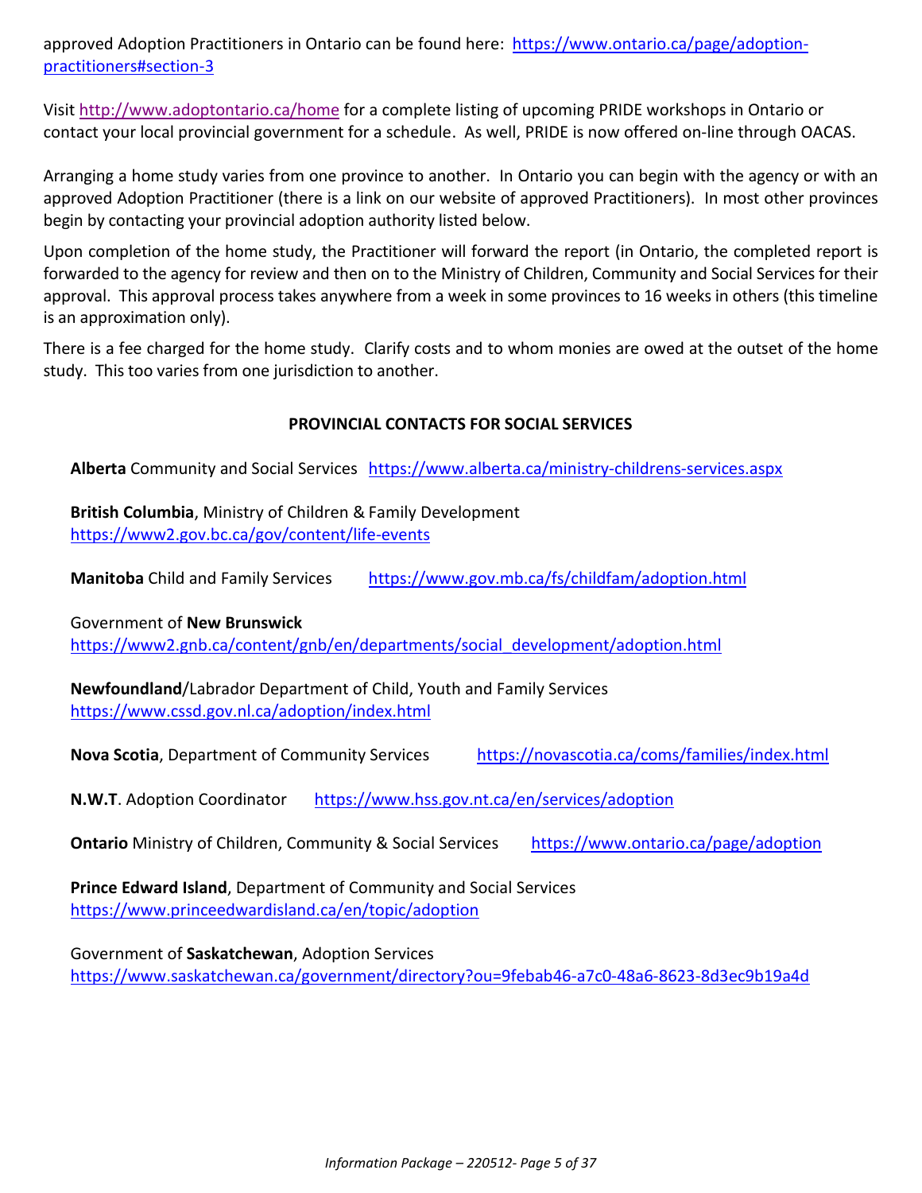approved Adoption Practitioners in Ontario can be found here: https://www.ontario.ca/page/adoption-practitioners#section-3

Visit http://www.adoptontario.ca/home for a complete listing of upcoming PRIDE workshops in Ontario or contact your local provincial government for a schedule. As well, PRIDE is now offered on-line through OACAS.

Arranging a home study varies from one province to another. In Ontario you can begin with the agency or with an approved Adoption Practitioner (there is a link on our website of approved Practitioners). In most other provinces begin by contacting your provincial adoption authority listed below.

Upon completion of the home study, the Practitioner will forward the report (in Ontario, the completed report is forwarded to the agency for review and then on to the Ministry of Children, Community and Social Services for their approval. This approval process takes anywhere from a week in some provinces to 16 weeks in others (this timeline is an approximation only).

There is a fee charged for the home study. Clarify costs and to whom monies are owed at the outset of the home study. This too varies from one jurisdiction to another.

## PROVINCIAL CONTACTS FOR SOCIAL SERVICES

**Alberta** Community and Social Services https://www.alberta.ca/ministry-childrens-services.aspx

**British Columbia**, Ministry of Children & Family Development
https://www2.gov.bc.ca/gov/content/life-events

**Manitoba** Child and Family Services https://www.gov.mb.ca/fs/childfam/adoption.html

Government of **New Brunswick**
https://www2.gnb.ca/content/gnb/en/departments/social_development/adoption.html

**Newfoundland**/Labrador Department of Child, Youth and Family Services
https://www.cssd.gov.nl.ca/adoption/index.html

**Nova Scotia**, Department of Community Services https://novascotia.ca/coms/families/index.html

**N.W.T**. Adoption Coordinator https://www.hss.gov.nt.ca/en/services/adoption

**Ontario** Ministry of Children, Community & Social Services https://www.ontario.ca/page/adoption

**Prince Edward Island**, Department of Community and Social Services
https://www.princeedwardisland.ca/en/topic/adoption

Government of **Saskatchewan**, Adoption Services
https://www.saskatchewan.ca/government/directory?ou=9febab46-a7c0-48a6-8623-8d3ec9b19a4d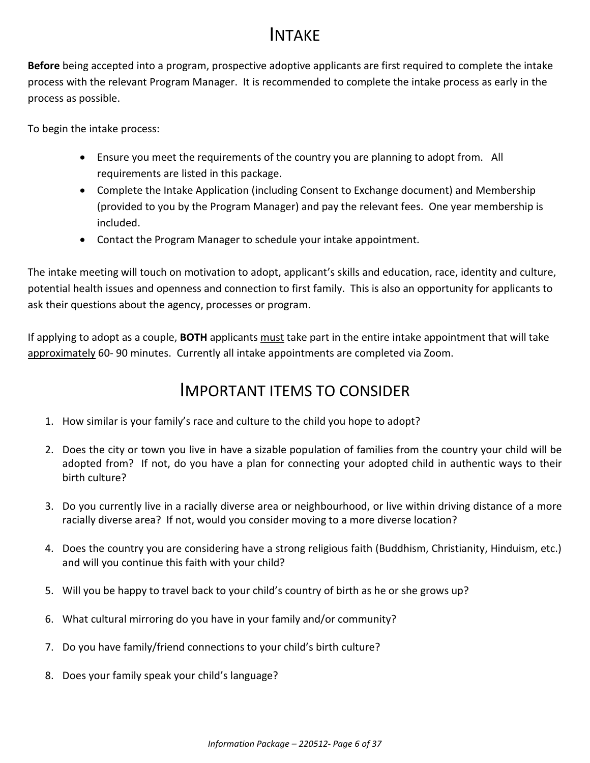# INTAKE

**Before** being accepted into a program, prospective adoptive applicants are first required to complete the intake process with the relevant Program Manager. It is recommended to complete the intake process as early in the process as possible.

To begin the intake process:

- Ensure you meet the requirements of the country you are planning to adopt from. All requirements are listed in this package.
- Complete the Intake Application (including Consent to Exchange document) and Membership (provided to you by the Program Manager) and pay the relevant fees. One year membership is included.
- Contact the Program Manager to schedule your intake appointment.

The intake meeting will touch on motivation to adopt, applicant's skills and education, race, identity and culture, potential health issues and openness and connection to first family. This is also an opportunity for applicants to ask their questions about the agency, processes or program.

If applying to adopt as a couple, **BOTH** applicants <u>must</u> take part in the entire intake appointment that will take <u>approximately</u> 60- 90 minutes. Currently all intake appointments are completed via Zoom.

# IMPORTANT ITEMS TO CONSIDER

1. How similar is your family's race and culture to the child you hope to adopt?
2. Does the city or town you live in have a sizable population of families from the country your child will be adopted from? If not, do you have a plan for connecting your adopted child in authentic ways to their birth culture?
3. Do you currently live in a racially diverse area or neighbourhood, or live within driving distance of a more racially diverse area? If not, would you consider moving to a more diverse location?
4. Does the country you are considering have a strong religious faith (Buddhism, Christianity, Hinduism, etc.) and will you continue this faith with your child?
5. Will you be happy to travel back to your child's country of birth as he or she grows up?
6. What cultural mirroring do you have in your family and/or community?
7. Do you have family/friend connections to your child's birth culture?
8. Does your family speak your child's language?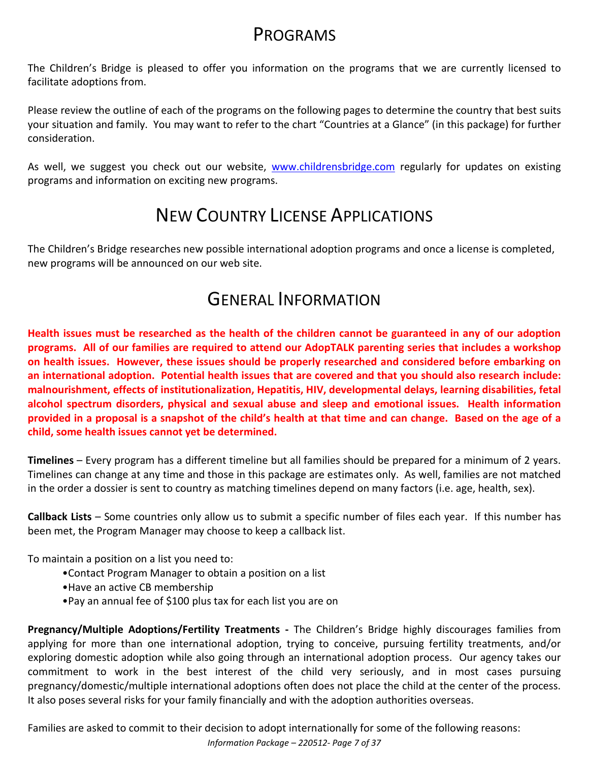# Programs

The Children's Bridge is pleased to offer you information on the programs that we are currently licensed to facilitate adoptions from.

Please review the outline of each of the programs on the following pages to determine the country that best suits your situation and family. You may want to refer to the chart "Countries at a Glance" (in this package) for further consideration.

As well, we suggest you check out our website, [www.childrensbridge.com](http://www.childrensbridge.com) regularly for updates on existing programs and information on exciting new programs.

# New Country License Applications

The Children's Bridge researches new possible international adoption programs and once a license is completed, new programs will be announced on our web site.

# General Information

**Health issues must be researched as the health of the children cannot be guaranteed in any of our adoption programs. All of our families are required to attend our AdopTALK parenting series that includes a workshop on health issues. However, these issues should be properly researched and considered before embarking on an international adoption. Potential health issues that are covered and that you should also research include: malnourishment, effects of institutionalization, Hepatitis, HIV, developmental delays, learning disabilities, fetal alcohol spectrum disorders, physical and sexual abuse and sleep and emotional issues. Health information provided in a proposal is a snapshot of the child's health at that time and can change. Based on the age of a child, some health issues cannot yet be determined.**

**Timelines** – Every program has a different timeline but all families should be prepared for a minimum of 2 years. Timelines can change at any time and those in this package are estimates only. As well, families are not matched in the order a dossier is sent to country as matching timelines depend on many factors (i.e. age, health, sex).

**Callback Lists** – Some countries only allow us to submit a specific number of files each year. If this number has been met, the Program Manager may choose to keep a callback list.

To maintain a position on a list you need to:

- Contact Program Manager to obtain a position on a list
- Have an active CB membership
- Pay an annual fee of $100 plus tax for each list you are on

**Pregnancy/Multiple Adoptions/Fertility Treatments -** The Children's Bridge highly discourages families from applying for more than one international adoption, trying to conceive, pursuing fertility treatments, and/or exploring domestic adoption while also going through an international adoption process. Our agency takes our commitment to work in the best interest of the child very seriously, and in most cases pursuing pregnancy/domestic/multiple international adoptions often does not place the child at the center of the process. It also poses several risks for your family financially and with the adoption authorities overseas.

Families are asked to commit to their decision to adopt internationally for some of the following reasons: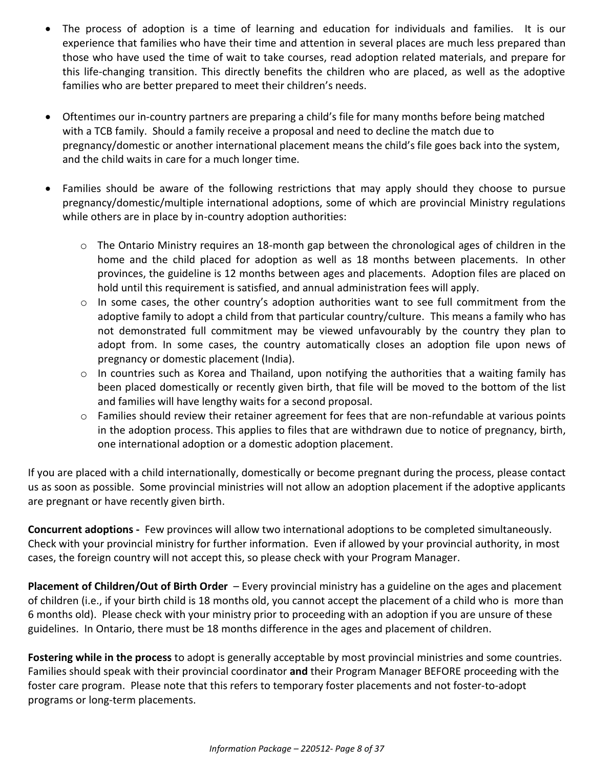- The process of adoption is a time of learning and education for individuals and families. It is our experience that families who have their time and attention in several places are much less prepared than those who have used the time of wait to take courses, read adoption related materials, and prepare for this life-changing transition. This directly benefits the children who are placed, as well as the adoptive families who are better prepared to meet their children's needs.

- Oftentimes our in-country partners are preparing a child's file for many months before being matched with a TCB family. Should a family receive a proposal and need to decline the match due to pregnancy/domestic or another international placement means the child's file goes back into the system, and the child waits in care for a much longer time.

- Families should be aware of the following restrictions that may apply should they choose to pursue pregnancy/domestic/multiple international adoptions, some of which are provincial Ministry regulations while others are in place by in-country adoption authorities:

    - The Ontario Ministry requires an 18-month gap between the chronological ages of children in the home and the child placed for adoption as well as 18 months between placements. In other provinces, the guideline is 12 months between ages and placements. Adoption files are placed on hold until this requirement is satisfied, and annual administration fees will apply.
    - In some cases, the other country's adoption authorities want to see full commitment from the adoptive family to adopt a child from that particular country/culture. This means a family who has not demonstrated full commitment may be viewed unfavourably by the country they plan to adopt from. In some cases, the country automatically closes an adoption file upon news of pregnancy or domestic placement (India).
    - In countries such as Korea and Thailand, upon notifying the authorities that a waiting family has been placed domestically or recently given birth, that file will be moved to the bottom of the list and families will have lengthy waits for a second proposal.
    - Families should review their retainer agreement for fees that are non-refundable at various points in the adoption process. This applies to files that are withdrawn due to notice of pregnancy, birth, one international adoption or a domestic adoption placement.

If you are placed with a child internationally, domestically or become pregnant during the process, please contact us as soon as possible. Some provincial ministries will not allow an adoption placement if the adoptive applicants are pregnant or have recently given birth.

**Concurrent adoptions -** Few provinces will allow two international adoptions to be completed simultaneously. Check with your provincial ministry for further information. Even if allowed by your provincial authority, in most cases, the foreign country will not accept this, so please check with your Program Manager.

**Placement of Children/Out of Birth Order** – Every provincial ministry has a guideline on the ages and placement of children (i.e., if your birth child is 18 months old, you cannot accept the placement of a child who is more than 6 months old). Please check with your ministry prior to proceeding with an adoption if you are unsure of these guidelines. In Ontario, there must be 18 months difference in the ages and placement of children.

**Fostering while in the process** to adopt is generally acceptable by most provincial ministries and some countries. Families should speak with their provincial coordinator **and** their Program Manager BEFORE proceeding with the foster care program. Please note that this refers to temporary foster placements and not foster-to-adopt programs or long-term placements.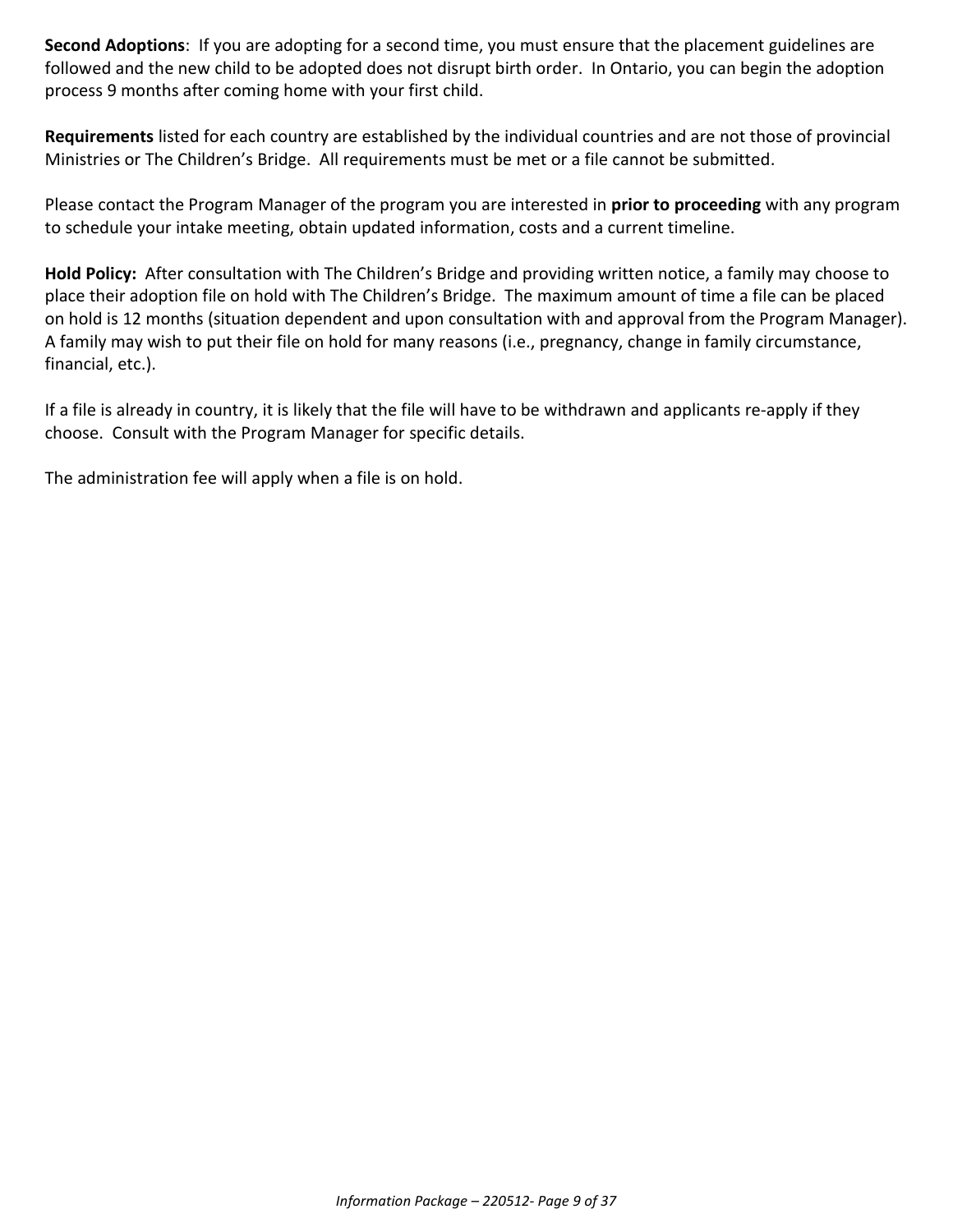**Second Adoptions**: If you are adopting for a second time, you must ensure that the placement guidelines are followed and the new child to be adopted does not disrupt birth order. In Ontario, you can begin the adoption process 9 months after coming home with your first child.

**Requirements** listed for each country are established by the individual countries and are not those of provincial Ministries or The Children's Bridge. All requirements must be met or a file cannot be submitted.

Please contact the Program Manager of the program you are interested in **prior to proceeding** with any program to schedule your intake meeting, obtain updated information, costs and a current timeline.

**Hold Policy:** After consultation with The Children's Bridge and providing written notice, a family may choose to place their adoption file on hold with The Children's Bridge. The maximum amount of time a file can be placed on hold is 12 months (situation dependent and upon consultation with and approval from the Program Manager). A family may wish to put their file on hold for many reasons (i.e., pregnancy, change in family circumstance, financial, etc.).

If a file is already in country, it is likely that the file will have to be withdrawn and applicants re-apply if they choose. Consult with the Program Manager for specific details.

The administration fee will apply when a file is on hold.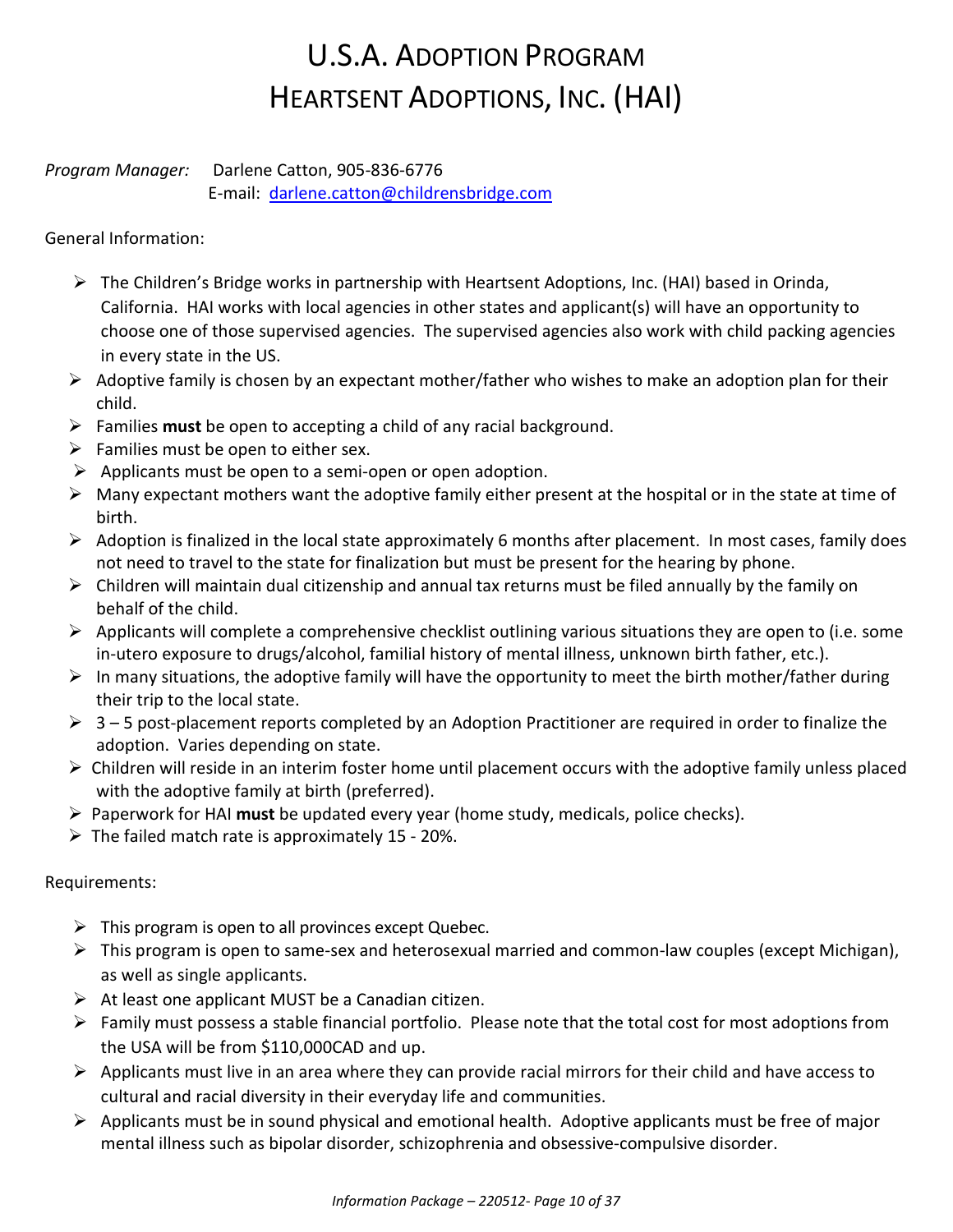# U.S.A. Adoption Program
# Heartsent Adoptions, Inc. (HAI)

*Program Manager:* Darlene Catton, 905-836-6776
E-mail: [darlene.catton@childrensbridge.com](mailto:darlene.catton@childrensbridge.com)

General Information:

- The Children's Bridge works in partnership with Heartsent Adoptions, Inc. (HAI) based in Orinda, California. HAI works with local agencies in other states and applicant(s) will have an opportunity to choose one of those supervised agencies. The supervised agencies also work with child packing agencies in every state in the US.
- Adoptive family is chosen by an expectant mother/father who wishes to make an adoption plan for their child.
- Families **must** be open to accepting a child of any racial background.
- Families must be open to either sex.
- Applicants must be open to a semi-open or open adoption.
- Many expectant mothers want the adoptive family either present at the hospital or in the state at time of birth.
- Adoption is finalized in the local state approximately 6 months after placement. In most cases, family does not need to travel to the state for finalization but must be present for the hearing by phone.
- Children will maintain dual citizenship and annual tax returns must be filed annually by the family on behalf of the child.
- Applicants will complete a comprehensive checklist outlining various situations they are open to (i.e. some in-utero exposure to drugs/alcohol, familial history of mental illness, unknown birth father, etc.).
- In many situations, the adoptive family will have the opportunity to meet the birth mother/father during their trip to the local state.
- 3 – 5 post-placement reports completed by an Adoption Practitioner are required in order to finalize the adoption. Varies depending on state.
- Children will reside in an interim foster home until placement occurs with the adoptive family unless placed with the adoptive family at birth (preferred).
- Paperwork for HAI **must** be updated every year (home study, medicals, police checks).
- The failed match rate is approximately 15 - 20%.

Requirements:

- This program is open to all provinces except Quebec.
- This program is open to same-sex and heterosexual married and common-law couples (except Michigan), as well as single applicants.
- At least one applicant MUST be a Canadian citizen.
- Family must possess a stable financial portfolio. Please note that the total cost for most adoptions from the USA will be from $110,000CAD and up.
- Applicants must live in an area where they can provide racial mirrors for their child and have access to cultural and racial diversity in their everyday life and communities.
- Applicants must be in sound physical and emotional health. Adoptive applicants must be free of major mental illness such as bipolar disorder, schizophrenia and obsessive-compulsive disorder.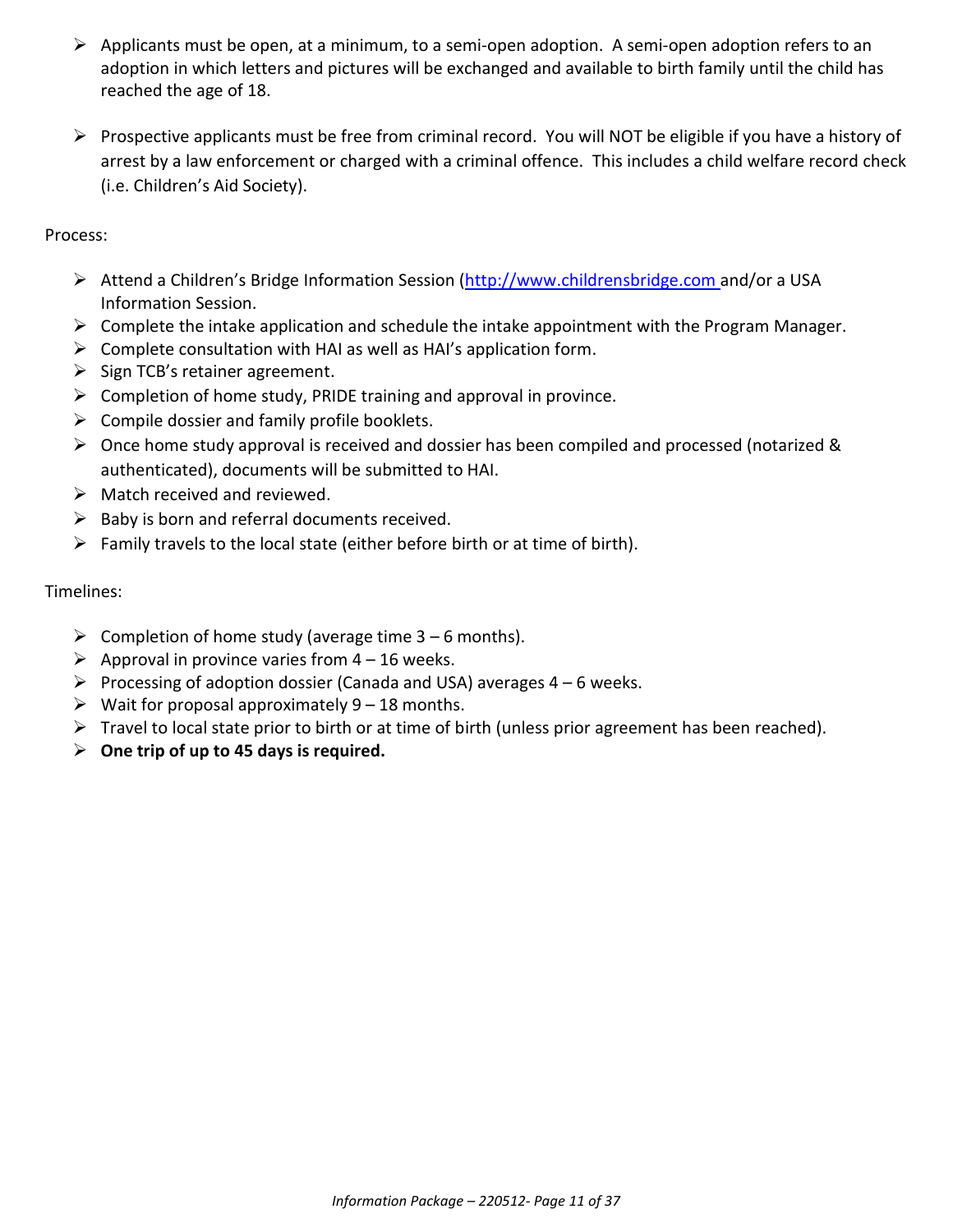- Applicants must be open, at a minimum, to a semi-open adoption. A semi-open adoption refers to an adoption in which letters and pictures will be exchanged and available to birth family until the child has reached the age of 18.
- Prospective applicants must be free from criminal record. You will NOT be eligible if you have a history of arrest by a law enforcement or charged with a criminal offence. This includes a child welfare record check (i.e. Children's Aid Society).

Process:

- Attend a Children's Bridge Information Session (http://www.childrensbridge.com and/or a USA Information Session.
- Complete the intake application and schedule the intake appointment with the Program Manager.
- Complete consultation with HAI as well as HAI's application form.
- Sign TCB's retainer agreement.
- Completion of home study, PRIDE training and approval in province.
- Compile dossier and family profile booklets.
- Once home study approval is received and dossier has been compiled and processed (notarized & authenticated), documents will be submitted to HAI.
- Match received and reviewed.
- Baby is born and referral documents received.
- Family travels to the local state (either before birth or at time of birth).

Timelines:

- Completion of home study (average time 3 – 6 months).
- Approval in province varies from 4 – 16 weeks.
- Processing of adoption dossier (Canada and USA) averages 4 – 6 weeks.
- Wait for proposal approximately 9 – 18 months.
- Travel to local state prior to birth or at time of birth (unless prior agreement has been reached).
- **One trip of up to 45 days is required.**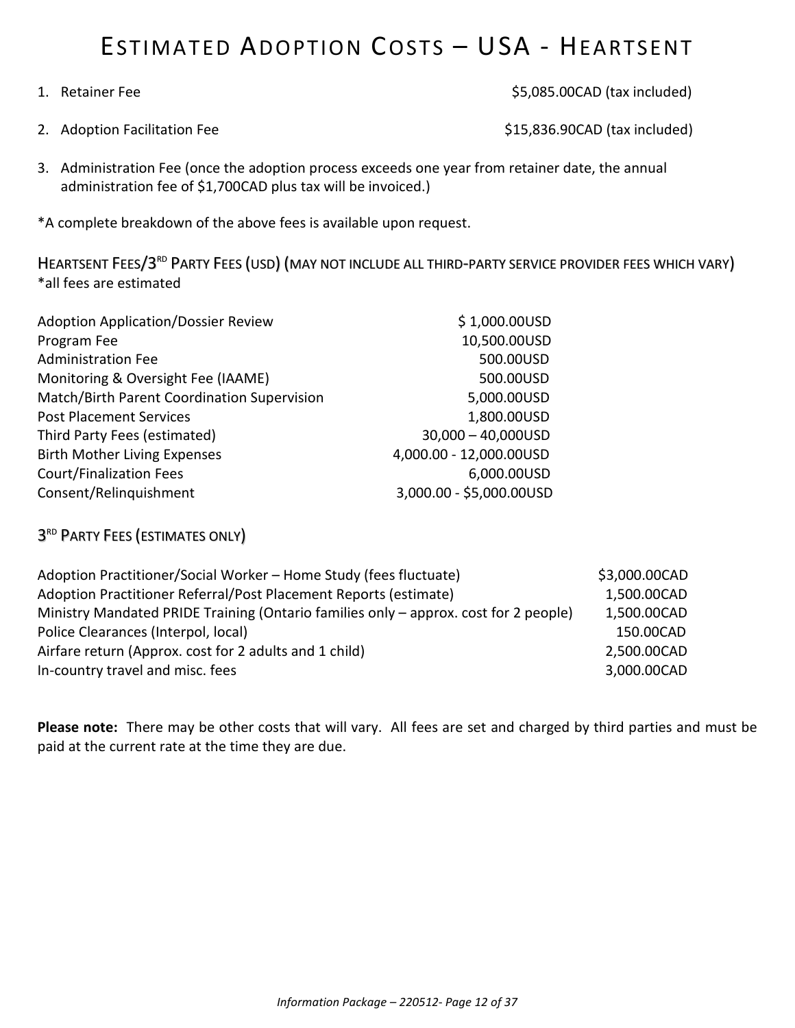# ESTIMATED ADOPTION COSTS – USA - HEARTSENT

1. Retainer Fee $5,085.00CAD (tax included)
2. Adoption Facilitation Fee $15,836.90CAD (tax included)
3. Administration Fee (once the adoption process exceeds one year from retainer date, the annual administration fee of $1,700CAD plus tax will be invoiced.)

*A complete breakdown of the above fees is available upon request.

## HEARTSENT FEES/3[RD] PARTY FEES (USD) (MAY NOT INCLUDE ALL THIRD-PARTY SERVICE PROVIDER FEES WHICH VARY)

*all fees are estimated

| | |
|---|---|
| Adoption Application/Dossier Review | $ 1,000.00USD |
| Program Fee | 10,500.00USD |
| Administration Fee | 500.00USD |
| Monitoring & Oversight Fee (IAAME) | 500.00USD |
| Match/Birth Parent Coordination Supervision | 5,000.00USD |
| Post Placement Services | 1,800.00USD |
| Third Party Fees (estimated) | 30,000 – 40,000USD |
| Birth Mother Living Expenses | 4,000.00 - 12,000.00USD |
| Court/Finalization Fees | 6,000.00USD |
| Consent/Relinquishment | 3,000.00 - $5,000.00USD |

## 3[RD] PARTY FEES (ESTIMATES ONLY)

| | |
|---|---|
| Adoption Practitioner/Social Worker – Home Study (fees fluctuate) | $3,000.00CAD |
| Adoption Practitioner Referral/Post Placement Reports (estimate) | 1,500.00CAD |
| Ministry Mandated PRIDE Training (Ontario families only – approx. cost for 2 people) | 1,500.00CAD |
| Police Clearances (Interpol, local) | 150.00CAD |
| Airfare return (Approx. cost for 2 adults and 1 child) | 2,500.00CAD |
| In-country travel and misc. fees | 3,000.00CAD |

**Please note:** There may be other costs that will vary. All fees are set and charged by third parties and must be paid at the current rate at the time they are due.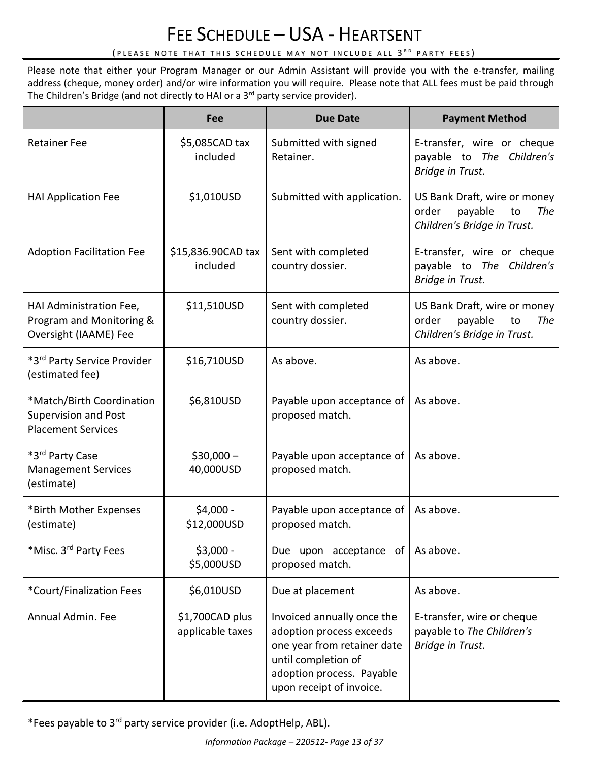# FEE SCHEDULE – USA - HEARTSENT

(PLEASE NOTE THAT THIS SCHEDULE MAY NOT INCLUDE ALL 3RD PARTY FEES)

Please note that either your Program Manager or our Admin Assistant will provide you with the e-transfer, mailing address (cheque, money order) and/or wire information you will require. Please note that ALL fees must be paid through The Children's Bridge (and not directly to HAI or a 3rd party service provider).

| | Fee | Due Date | Payment Method |
|---|---|---|---|
| Retainer Fee | $5,085CAD tax included | Submitted with signed Retainer. | E-transfer, wire or cheque payable to *The Children's Bridge in Trust.* |
| HAI Application Fee | $1,010USD | Submitted with application. | US Bank Draft, wire or money order payable to *The Children's Bridge in Trust.* |
| Adoption Facilitation Fee | $15,836.90CAD tax included | Sent with completed country dossier. | E-transfer, wire or cheque payable to *The Children's Bridge in Trust.* |
| HAI Administration Fee, Program and Monitoring & Oversight (IAAME) Fee | $11,510USD | Sent with completed country dossier. | US Bank Draft, wire or money order payable to *The Children's Bridge in Trust.* |
| *3rd Party Service Provider (estimated fee) | $16,710USD | As above. | As above. |
| *Match/Birth Coordination Supervision and Post Placement Services | $6,810USD | Payable upon acceptance of proposed match. | As above. |
| *3rd Party Case Management Services (estimate) | $30,000 – 40,000USD | Payable upon acceptance of proposed match. | As above. |
| *Birth Mother Expenses (estimate) | $4,000 - $12,000USD | Payable upon acceptance of proposed match. | As above. |
| *Misc. 3rd Party Fees | $3,000 - $5,000USD | Due upon acceptance of proposed match. | As above. |
| *Court/Finalization Fees | $6,010USD | Due at placement | As above. |
| Annual Admin. Fee | $1,700CAD plus applicable taxes | Invoiced annually once the adoption process exceeds one year from retainer date until completion of adoption process. Payable upon receipt of invoice. | E-transfer, wire or cheque payable to *The Children's Bridge in Trust.* |

*Fees payable to 3rd party service provider (i.e. AdoptHelp, ABL).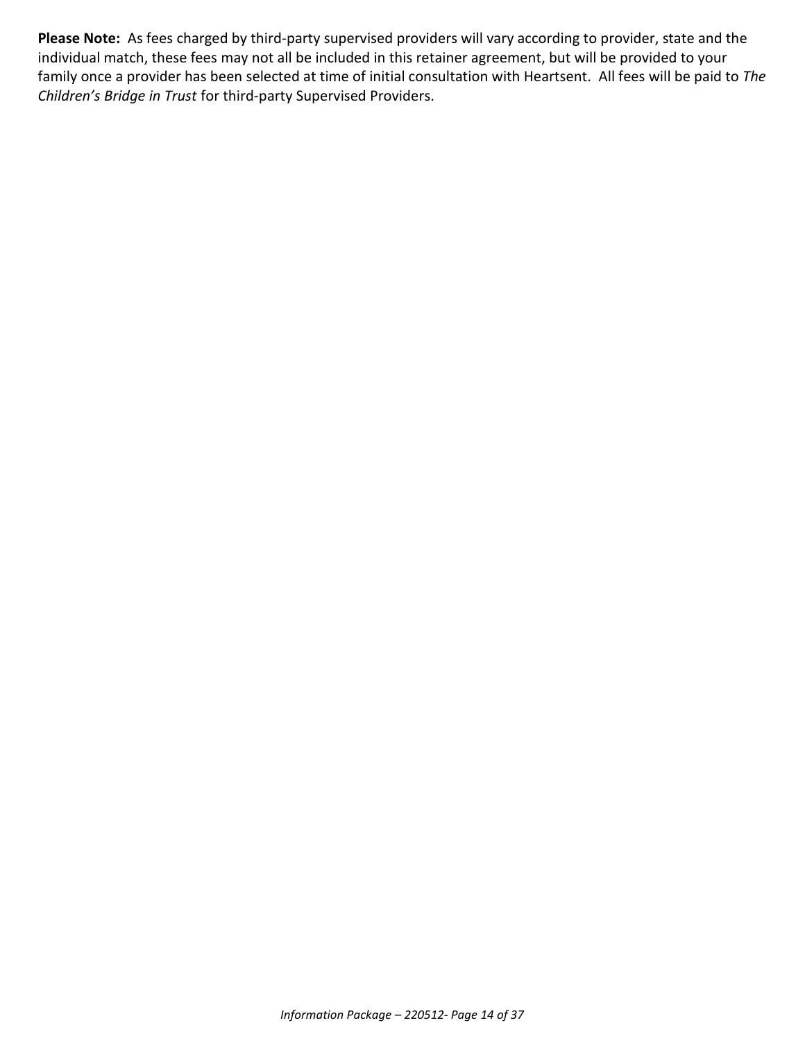**Please Note:** As fees charged by third-party supervised providers will vary according to provider, state and the individual match, these fees may not all be included in this retainer agreement, but will be provided to your family once a provider has been selected at time of initial consultation with Heartsent. All fees will be paid to *The Children's Bridge in Trust* for third-party Supervised Providers.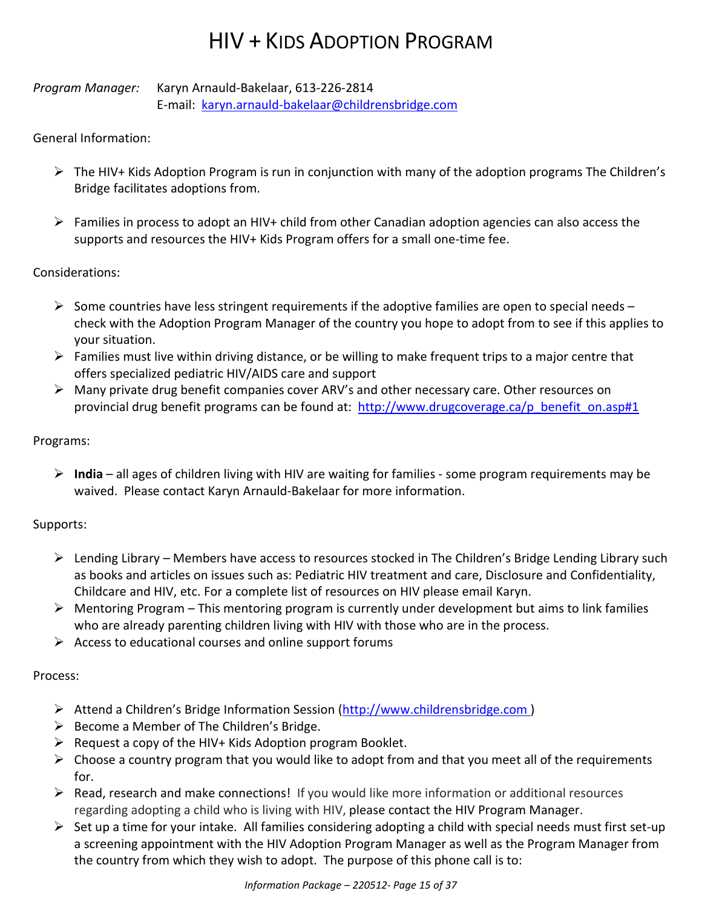# HIV + KIDS ADOPTION PROGRAM

*Program Manager:* Karyn Arnauld-Bakelaar, 613-226-2814
E-mail: karyn.arnauld-bakelaar@childrensbridge.com

General Information:

- The HIV+ Kids Adoption Program is run in conjunction with many of the adoption programs The Children's Bridge facilitates adoptions from.
- Families in process to adopt an HIV+ child from other Canadian adoption agencies can also access the supports and resources the HIV+ Kids Program offers for a small one-time fee.

Considerations:

- Some countries have less stringent requirements if the adoptive families are open to special needs – check with the Adoption Program Manager of the country you hope to adopt from to see if this applies to your situation.
- Families must live within driving distance, or be willing to make frequent trips to a major centre that offers specialized pediatric HIV/AIDS care and support
- Many private drug benefit companies cover ARV's and other necessary care. Other resources on provincial drug benefit programs can be found at: http://www.drugcoverage.ca/p_benefit_on.asp#1

Programs:

- **India** – all ages of children living with HIV are waiting for families - some program requirements may be waived. Please contact Karyn Arnauld-Bakelaar for more information.

Supports:

- Lending Library – Members have access to resources stocked in The Children's Bridge Lending Library such as books and articles on issues such as: Pediatric HIV treatment and care, Disclosure and Confidentiality, Childcare and HIV, etc. For a complete list of resources on HIV please email Karyn.
- Mentoring Program – This mentoring program is currently under development but aims to link families who are already parenting children living with HIV with those who are in the process.
- Access to educational courses and online support forums

Process:

- Attend a Children's Bridge Information Session (http://www.childrensbridge.com )
- Become a Member of The Children's Bridge.
- Request a copy of the HIV+ Kids Adoption program Booklet.
- Choose a country program that you would like to adopt from and that you meet all of the requirements for.
- Read, research and make connections! If you would like more information or additional resources regarding adopting a child who is living with HIV, please contact the HIV Program Manager.
- Set up a time for your intake. All families considering adopting a child with special needs must first set-up a screening appointment with the HIV Adoption Program Manager as well as the Program Manager from the country from which they wish to adopt. The purpose of this phone call is to: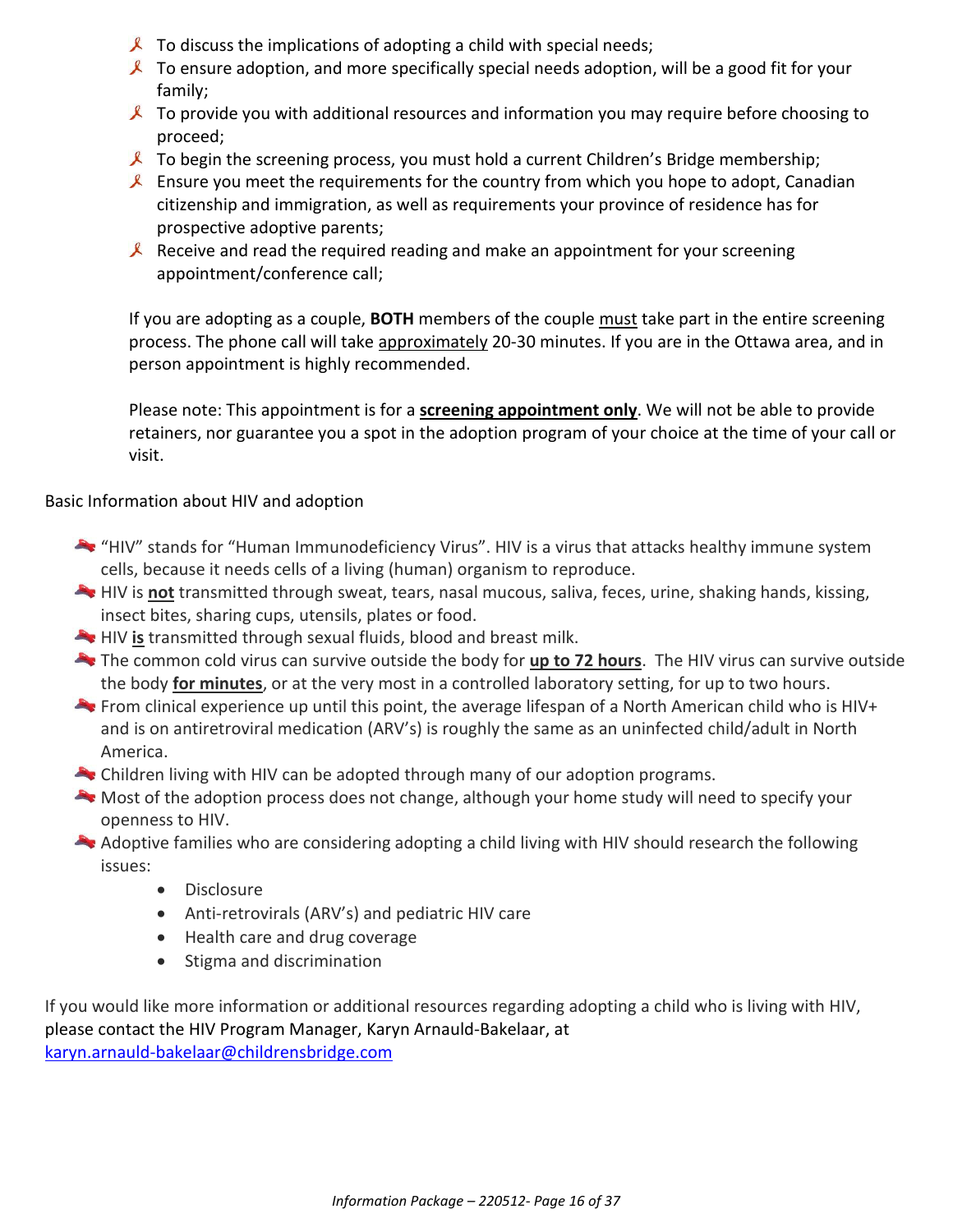- To discuss the implications of adopting a child with special needs;
- To ensure adoption, and more specifically special needs adoption, will be a good fit for your family;
- To provide you with additional resources and information you may require before choosing to proceed;
- To begin the screening process, you must hold a current Children's Bridge membership;
- Ensure you meet the requirements for the country from which you hope to adopt, Canadian citizenship and immigration, as well as requirements your province of residence has for prospective adoptive parents;
- Receive and read the required reading and make an appointment for your screening appointment/conference call;

If you are adopting as a couple, **BOTH** members of the couple <u>must</u> take part in the entire screening process. The phone call will take <u>approximately</u> 20-30 minutes. If you are in the Ottawa area, and in person appointment is highly recommended.

Please note: This appointment is for a **<u>screening appointment only</u>**. We will not be able to provide retainers, nor guarantee you a spot in the adoption program of your choice at the time of your call or visit.

## Basic Information about HIV and adoption

- "HIV" stands for "Human Immunodeficiency Virus". HIV is a virus that attacks healthy immune system cells, because it needs cells of a living (human) organism to reproduce.
- HIV is **<u>not</u>** transmitted through sweat, tears, nasal mucous, saliva, feces, urine, shaking hands, kissing, insect bites, sharing cups, utensils, plates or food.
- HIV **<u>is</u>** transmitted through sexual fluids, blood and breast milk.
- The common cold virus can survive outside the body for **<u>up to 72 hours</u>**. The HIV virus can survive outside the body **<u>for minutes</u>**, or at the very most in a controlled laboratory setting, for up to two hours.
- From clinical experience up until this point, the average lifespan of a North American child who is HIV+ and is on antiretroviral medication (ARV's) is roughly the same as an uninfected child/adult in North America.
- Children living with HIV can be adopted through many of our adoption programs.
- Most of the adoption process does not change, although your home study will need to specify your openness to HIV.
- Adoptive families who are considering adopting a child living with HIV should research the following issues:
  - Disclosure
  - Anti-retrovirals (ARV's) and pediatric HIV care
  - Health care and drug coverage
  - Stigma and discrimination

If you would like more information or additional resources regarding adopting a child who is living with HIV, please contact the HIV Program Manager, Karyn Arnauld-Bakelaar, at karyn.arnauld-bakelaar@childrensbridge.com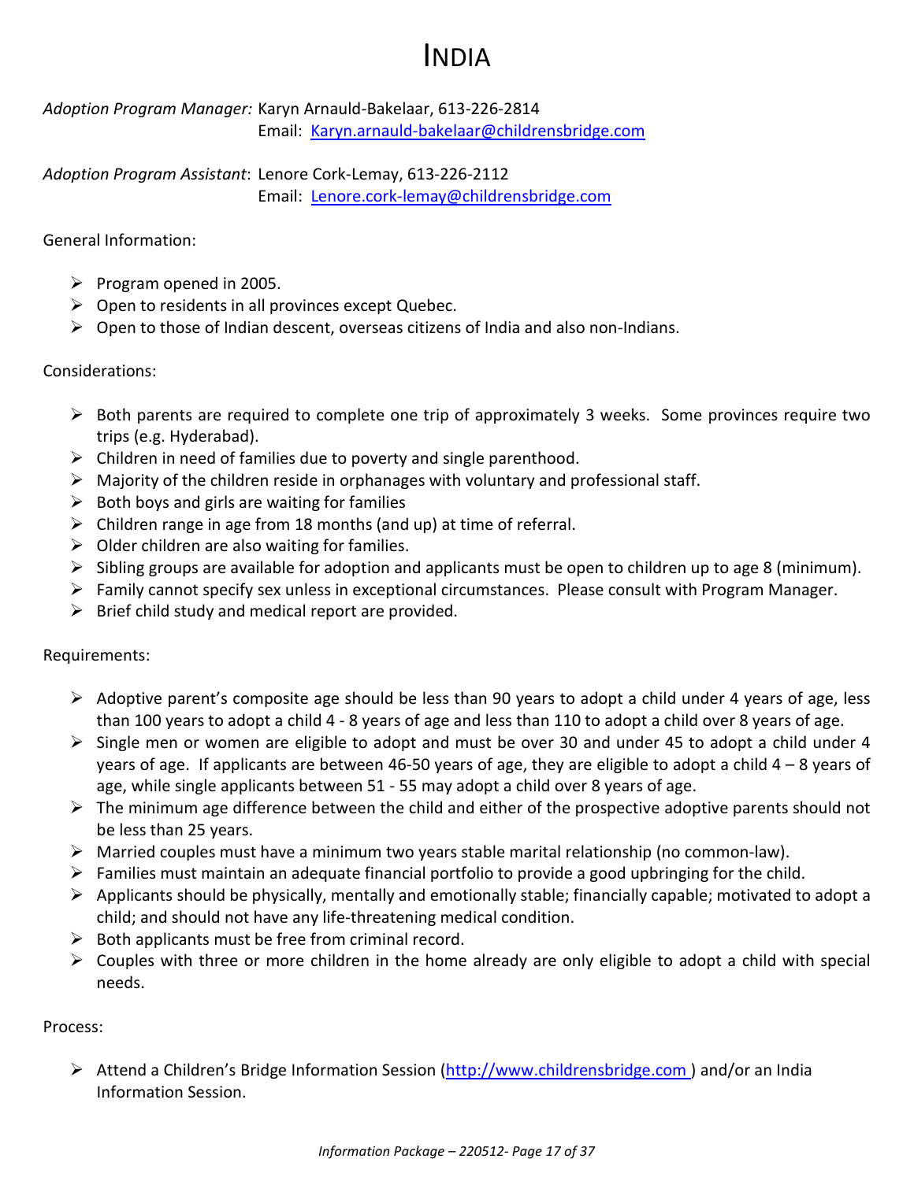# INDIA

*Adoption Program Manager:* Karyn Arnauld-Bakelaar, 613-226-2814
Email: [Karyn.arnauld-bakelaar@childrensbridge.com](mailto:Karyn.arnauld-bakelaar@childrensbridge.com)

*Adoption Program Assistant*: Lenore Cork-Lemay, 613-226-2112
Email: [Lenore.cork-lemay@childrensbridge.com](mailto:Lenore.cork-lemay@childrensbridge.com)

General Information:

- Program opened in 2005.
- Open to residents in all provinces except Quebec.
- Open to those of Indian descent, overseas citizens of India and also non-Indians.

Considerations:

- Both parents are required to complete one trip of approximately 3 weeks. Some provinces require two trips (e.g. Hyderabad).
- Children in need of families due to poverty and single parenthood.
- Majority of the children reside in orphanages with voluntary and professional staff.
- Both boys and girls are waiting for families
- Children range in age from 18 months (and up) at time of referral.
- Older children are also waiting for families.
- Sibling groups are available for adoption and applicants must be open to children up to age 8 (minimum).
- Family cannot specify sex unless in exceptional circumstances. Please consult with Program Manager.
- Brief child study and medical report are provided.

Requirements:

- Adoptive parent's composite age should be less than 90 years to adopt a child under 4 years of age, less than 100 years to adopt a child 4 - 8 years of age and less than 110 to adopt a child over 8 years of age.
- Single men or women are eligible to adopt and must be over 30 and under 45 to adopt a child under 4 years of age. If applicants are between 46-50 years of age, they are eligible to adopt a child 4 – 8 years of age, while single applicants between 51 - 55 may adopt a child over 8 years of age.
- The minimum age difference between the child and either of the prospective adoptive parents should not be less than 25 years.
- Married couples must have a minimum two years stable marital relationship (no common-law).
- Families must maintain an adequate financial portfolio to provide a good upbringing for the child.
- Applicants should be physically, mentally and emotionally stable; financially capable; motivated to adopt a child; and should not have any life-threatening medical condition.
- Both applicants must be free from criminal record.
- Couples with three or more children in the home already are only eligible to adopt a child with special needs.

Process:

- Attend a Children's Bridge Information Session ([http://www.childrensbridge.com](http://www.childrensbridge.com) ) and/or an India Information Session.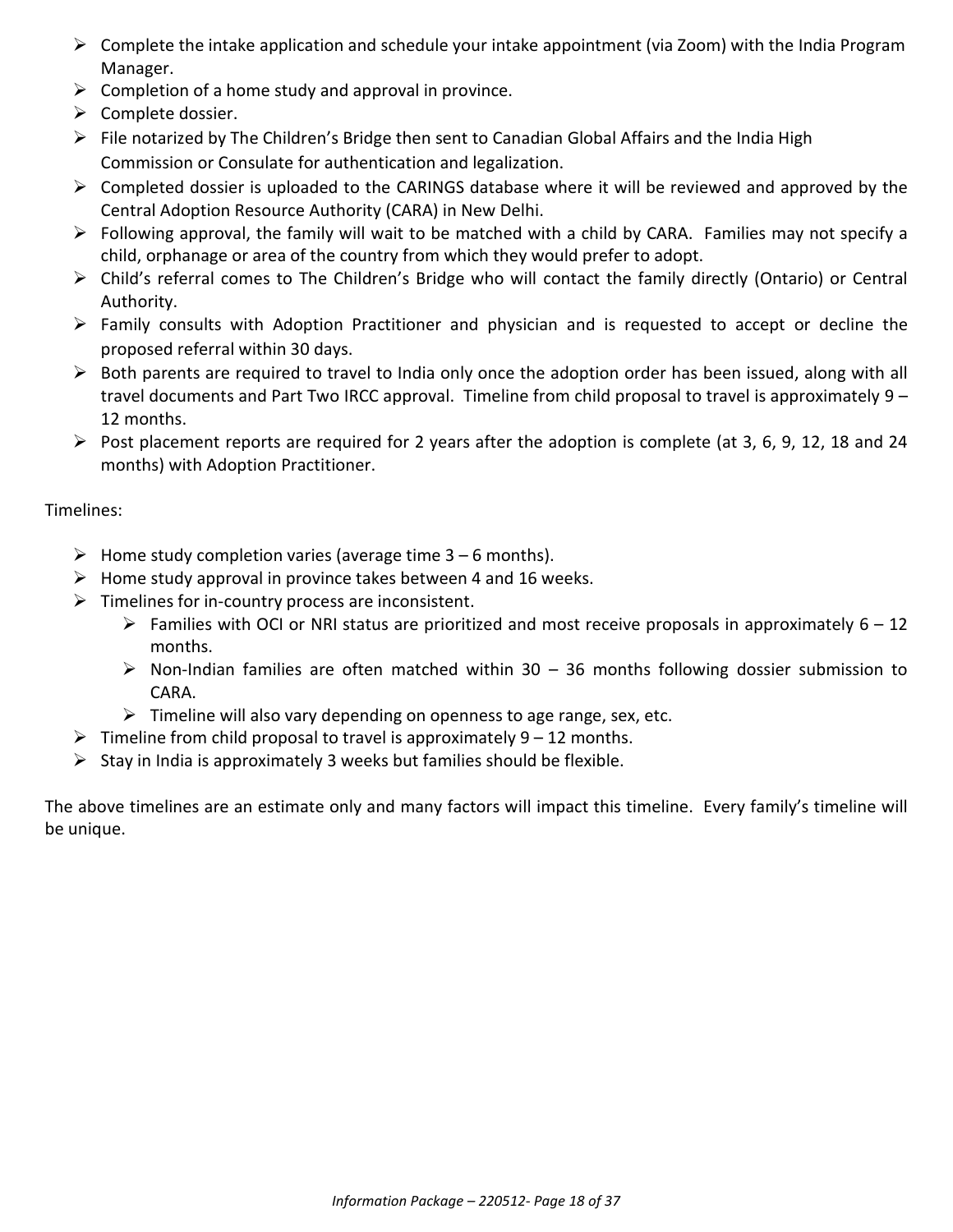- Complete the intake application and schedule your intake appointment (via Zoom) with the India Program Manager.
- Completion of a home study and approval in province.
- Complete dossier.
- File notarized by The Children's Bridge then sent to Canadian Global Affairs and the India High Commission or Consulate for authentication and legalization.
- Completed dossier is uploaded to the CARINGS database where it will be reviewed and approved by the Central Adoption Resource Authority (CARA) in New Delhi.
- Following approval, the family will wait to be matched with a child by CARA. Families may not specify a child, orphanage or area of the country from which they would prefer to adopt.
- Child's referral comes to The Children's Bridge who will contact the family directly (Ontario) or Central Authority.
- Family consults with Adoption Practitioner and physician and is requested to accept or decline the proposed referral within 30 days.
- Both parents are required to travel to India only once the adoption order has been issued, along with all travel documents and Part Two IRCC approval. Timeline from child proposal to travel is approximately 9 – 12 months.
- Post placement reports are required for 2 years after the adoption is complete (at 3, 6, 9, 12, 18 and 24 months) with Adoption Practitioner.

Timelines:

- Home study completion varies (average time 3 – 6 months).
- Home study approval in province takes between 4 and 16 weeks.
- Timelines for in-country process are inconsistent.
  - Families with OCI or NRI status are prioritized and most receive proposals in approximately 6 – 12 months.
  - Non-Indian families are often matched within 30 – 36 months following dossier submission to CARA.
  - Timeline will also vary depending on openness to age range, sex, etc.
- Timeline from child proposal to travel is approximately 9 – 12 months.
- Stay in India is approximately 3 weeks but families should be flexible.

The above timelines are an estimate only and many factors will impact this timeline. Every family's timeline will be unique.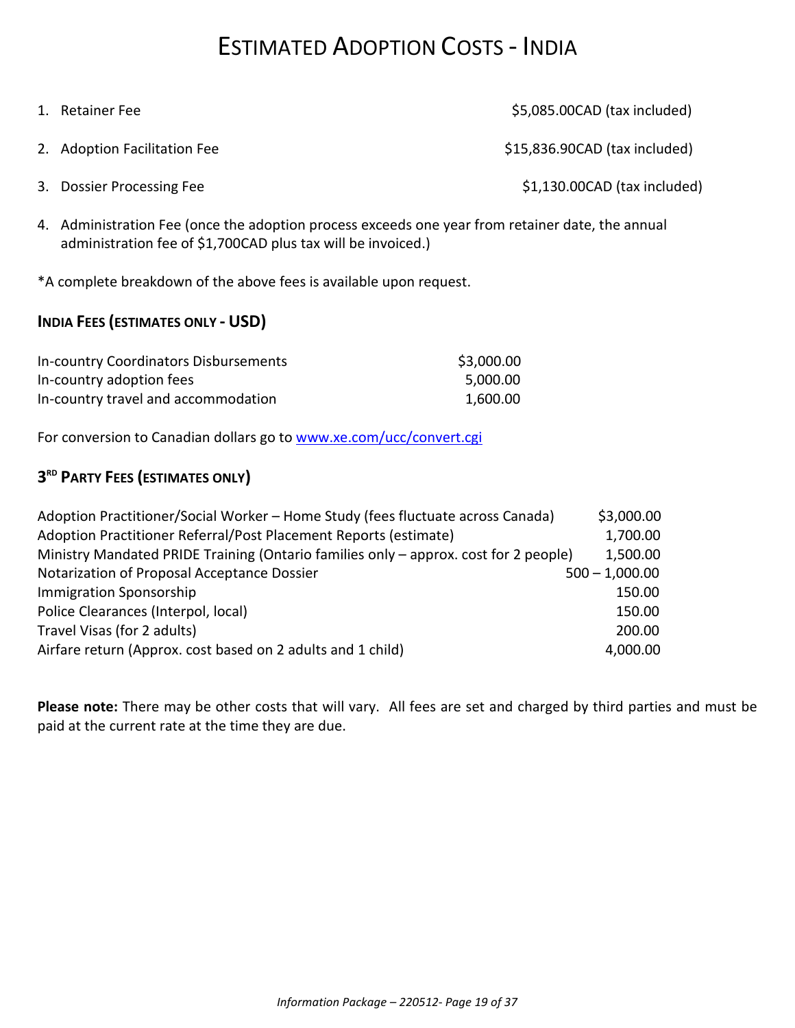# ESTIMATED ADOPTION COSTS - INDIA

1. Retainer Fee $5,085.00CAD (tax included)
2. Adoption Facilitation Fee $15,836.90CAD (tax included)
3. Dossier Processing Fee $1,130.00CAD (tax included)
4. Administration Fee (once the adoption process exceeds one year from retainer date, the annual administration fee of $1,700CAD plus tax will be invoiced.)

*A complete breakdown of the above fees is available upon request.

### INDIA FEES (ESTIMATES ONLY - USD)

| | |
|---|---|
| In-country Coordinators Disbursements | $3,000.00 |
| In-country adoption fees | 5,000.00 |
| In-country travel and accommodation | 1,600.00 |

For conversion to Canadian dollars go to www.xe.com/ucc/convert.cgi

### 3RD PARTY FEES (ESTIMATES ONLY)

| | |
|---|---|
| Adoption Practitioner/Social Worker – Home Study (fees fluctuate across Canada) | $3,000.00 |
| Adoption Practitioner Referral/Post Placement Reports (estimate) | 1,700.00 |
| Ministry Mandated PRIDE Training (Ontario families only – approx. cost for 2 people) | 1,500.00 |
| Notarization of Proposal Acceptance Dossier | 500 – 1,000.00 |
| Immigration Sponsorship | 150.00 |
| Police Clearances (Interpol, local) | 150.00 |
| Travel Visas (for 2 adults) | 200.00 |
| Airfare return (Approx. cost based on 2 adults and 1 child) | 4,000.00 |

**Please note:** There may be other costs that will vary. All fees are set and charged by third parties and must be paid at the current rate at the time they are due.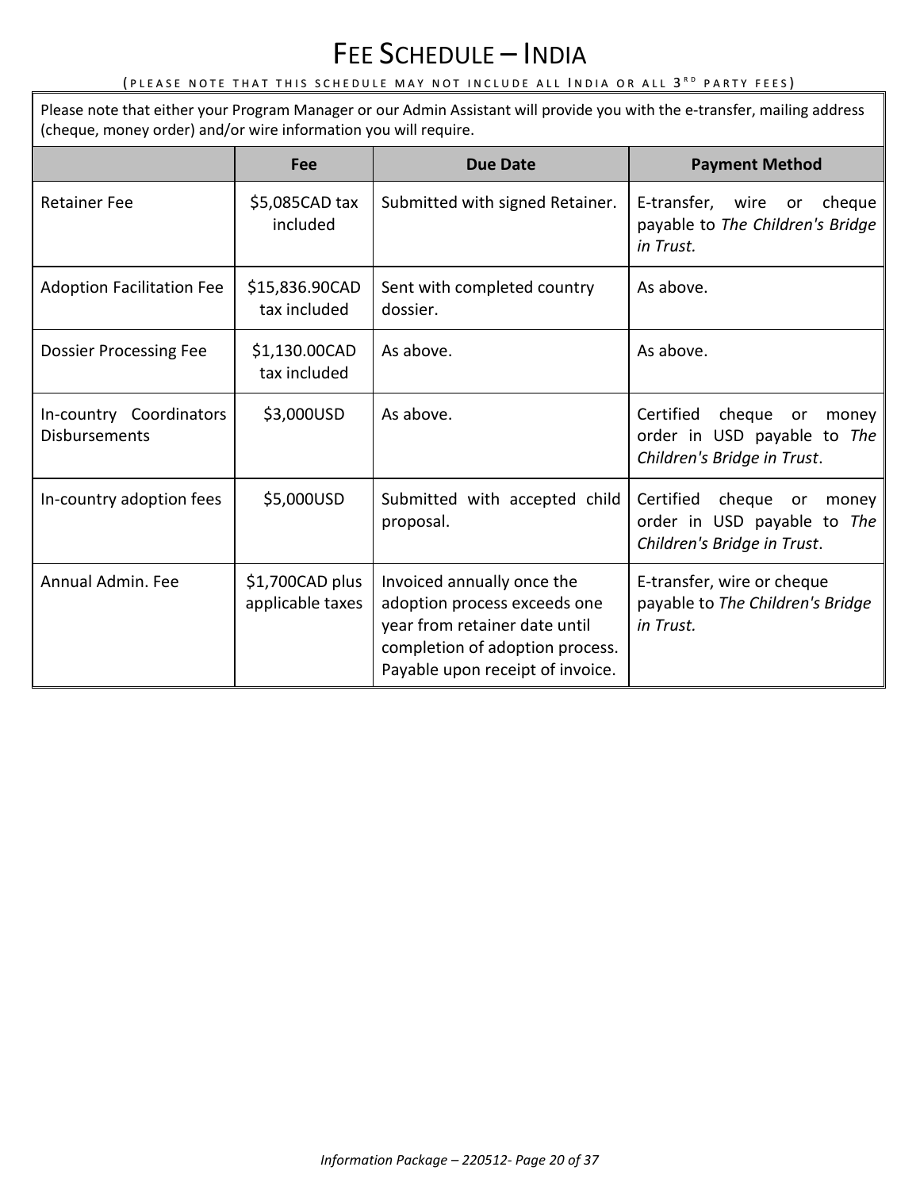# FEE SCHEDULE – INDIA

(PLEASE NOTE THAT THIS SCHEDULE MAY NOT INCLUDE ALL INDIA OR ALL 3RD PARTY FEES)

Please note that either your Program Manager or our Admin Assistant will provide you with the e-transfer, mailing address (cheque, money order) and/or wire information you will require.

| | Fee | Due Date | Payment Method |
|---|---|---|---|
| Retainer Fee | $5,085CAD tax included | Submitted with signed Retainer. | E-transfer, wire or cheque payable to *The Children's Bridge in Trust.* |
| Adoption Facilitation Fee | $15,836.90CAD tax included | Sent with completed country dossier. | As above. |
| Dossier Processing Fee | $1,130.00CAD tax included | As above. | As above. |
| In-country Coordinators Disbursements | $3,000USD | As above. | Certified cheque or money order in USD payable to *The Children's Bridge in Trust*. |
| In-country adoption fees | $5,000USD | Submitted with accepted child proposal. | Certified cheque or money order in USD payable to *The Children's Bridge in Trust*. |
| Annual Admin. Fee | $1,700CAD plus applicable taxes | Invoiced annually once the adoption process exceeds one year from retainer date until completion of adoption process. Payable upon receipt of invoice. | E-transfer, wire or cheque payable to *The Children's Bridge in Trust.* |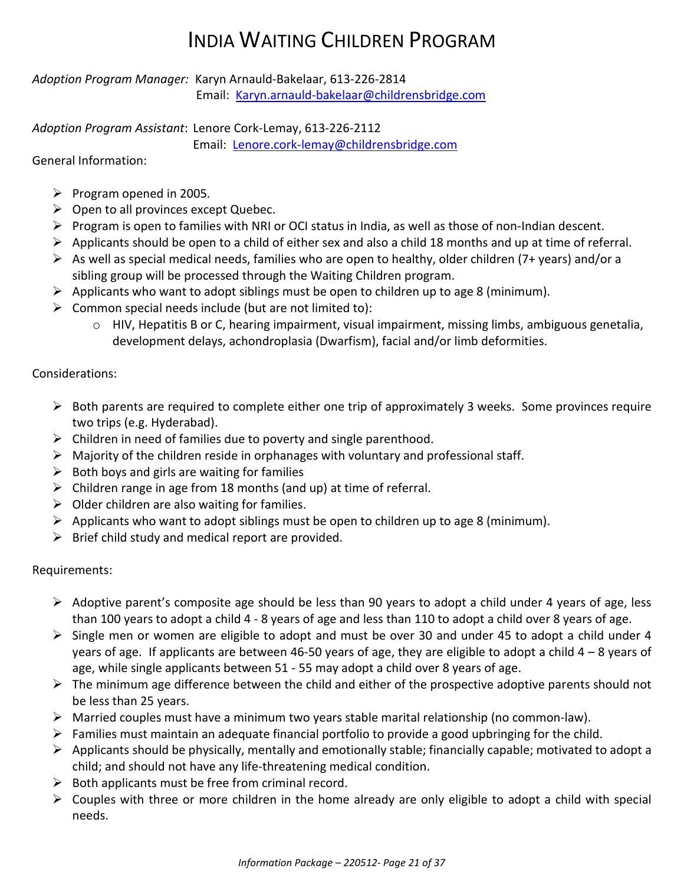# India Waiting Children Program

*Adoption Program Manager:* Karyn Arnauld-Bakelaar, 613-226-2814
Email: [Karyn.arnauld-bakelaar@childrensbridge.com](mailto:Karyn.arnauld-bakelaar@childrensbridge.com)

*Adoption Program Assistant*: Lenore Cork-Lemay, 613-226-2112
Email: [Lenore.cork-lemay@childrensbridge.com](mailto:Lenore.cork-lemay@childrensbridge.com)

General Information:

- Program opened in 2005.
- Open to all provinces except Quebec.
- Program is open to families with NRI or OCI status in India, as well as those of non-Indian descent.
- Applicants should be open to a child of either sex and also a child 18 months and up at time of referral.
- As well as special medical needs, families who are open to healthy, older children (7+ years) and/or a sibling group will be processed through the Waiting Children program.
- Applicants who want to adopt siblings must be open to children up to age 8 (minimum).
- Common special needs include (but are not limited to):
  - HIV, Hepatitis B or C, hearing impairment, visual impairment, missing limbs, ambiguous genetalia, development delays, achondroplasia (Dwarfism), facial and/or limb deformities.

Considerations:

- Both parents are required to complete either one trip of approximately 3 weeks. Some provinces require two trips (e.g. Hyderabad).
- Children in need of families due to poverty and single parenthood.
- Majority of the children reside in orphanages with voluntary and professional staff.
- Both boys and girls are waiting for families
- Children range in age from 18 months (and up) at time of referral.
- Older children are also waiting for families.
- Applicants who want to adopt siblings must be open to children up to age 8 (minimum).
- Brief child study and medical report are provided.

Requirements:

- Adoptive parent's composite age should be less than 90 years to adopt a child under 4 years of age, less than 100 years to adopt a child 4 - 8 years of age and less than 110 to adopt a child over 8 years of age.
- Single men or women are eligible to adopt and must be over 30 and under 45 to adopt a child under 4 years of age. If applicants are between 46-50 years of age, they are eligible to adopt a child 4 – 8 years of age, while single applicants between 51 - 55 may adopt a child over 8 years of age.
- The minimum age difference between the child and either of the prospective adoptive parents should not be less than 25 years.
- Married couples must have a minimum two years stable marital relationship (no common-law).
- Families must maintain an adequate financial portfolio to provide a good upbringing for the child.
- Applicants should be physically, mentally and emotionally stable; financially capable; motivated to adopt a child; and should not have any life-threatening medical condition.
- Both applicants must be free from criminal record.
- Couples with three or more children in the home already are only eligible to adopt a child with special needs.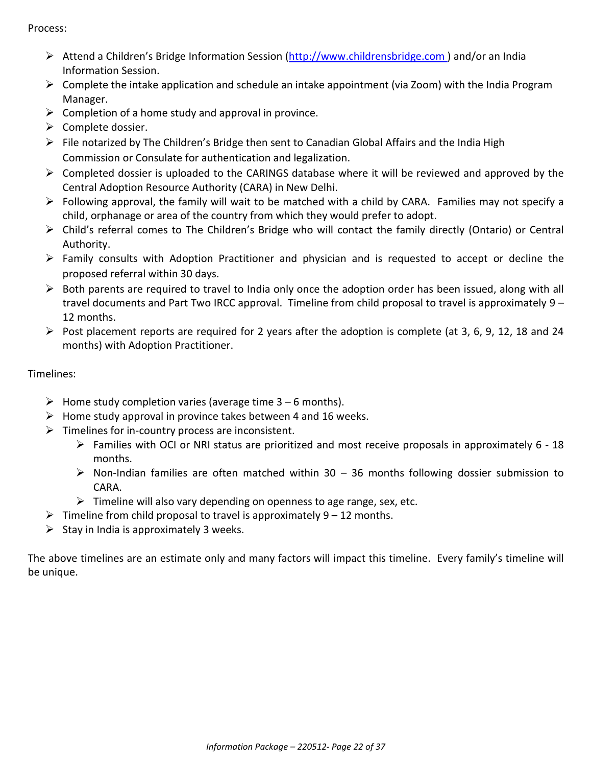Process:

- Attend a Children's Bridge Information Session (http://www.childrensbridge.com ) and/or an India Information Session.
- Complete the intake application and schedule an intake appointment (via Zoom) with the India Program Manager.
- Completion of a home study and approval in province.
- Complete dossier.
- File notarized by The Children's Bridge then sent to Canadian Global Affairs and the India High Commission or Consulate for authentication and legalization.
- Completed dossier is uploaded to the CARINGS database where it will be reviewed and approved by the Central Adoption Resource Authority (CARA) in New Delhi.
- Following approval, the family will wait to be matched with a child by CARA. Families may not specify a child, orphanage or area of the country from which they would prefer to adopt.
- Child's referral comes to The Children's Bridge who will contact the family directly (Ontario) or Central Authority.
- Family consults with Adoption Practitioner and physician and is requested to accept or decline the proposed referral within 30 days.
- Both parents are required to travel to India only once the adoption order has been issued, along with all travel documents and Part Two IRCC approval. Timeline from child proposal to travel is approximately 9 – 12 months.
- Post placement reports are required for 2 years after the adoption is complete (at 3, 6, 9, 12, 18 and 24 months) with Adoption Practitioner.

Timelines:

- Home study completion varies (average time 3 – 6 months).
- Home study approval in province takes between 4 and 16 weeks.
- Timelines for in-country process are inconsistent.
  - Families with OCI or NRI status are prioritized and most receive proposals in approximately 6 - 18 months.
  - Non-Indian families are often matched within 30 – 36 months following dossier submission to CARA.
  - Timeline will also vary depending on openness to age range, sex, etc.
- Timeline from child proposal to travel is approximately 9 – 12 months.
- Stay in India is approximately 3 weeks.

The above timelines are an estimate only and many factors will impact this timeline. Every family's timeline will be unique.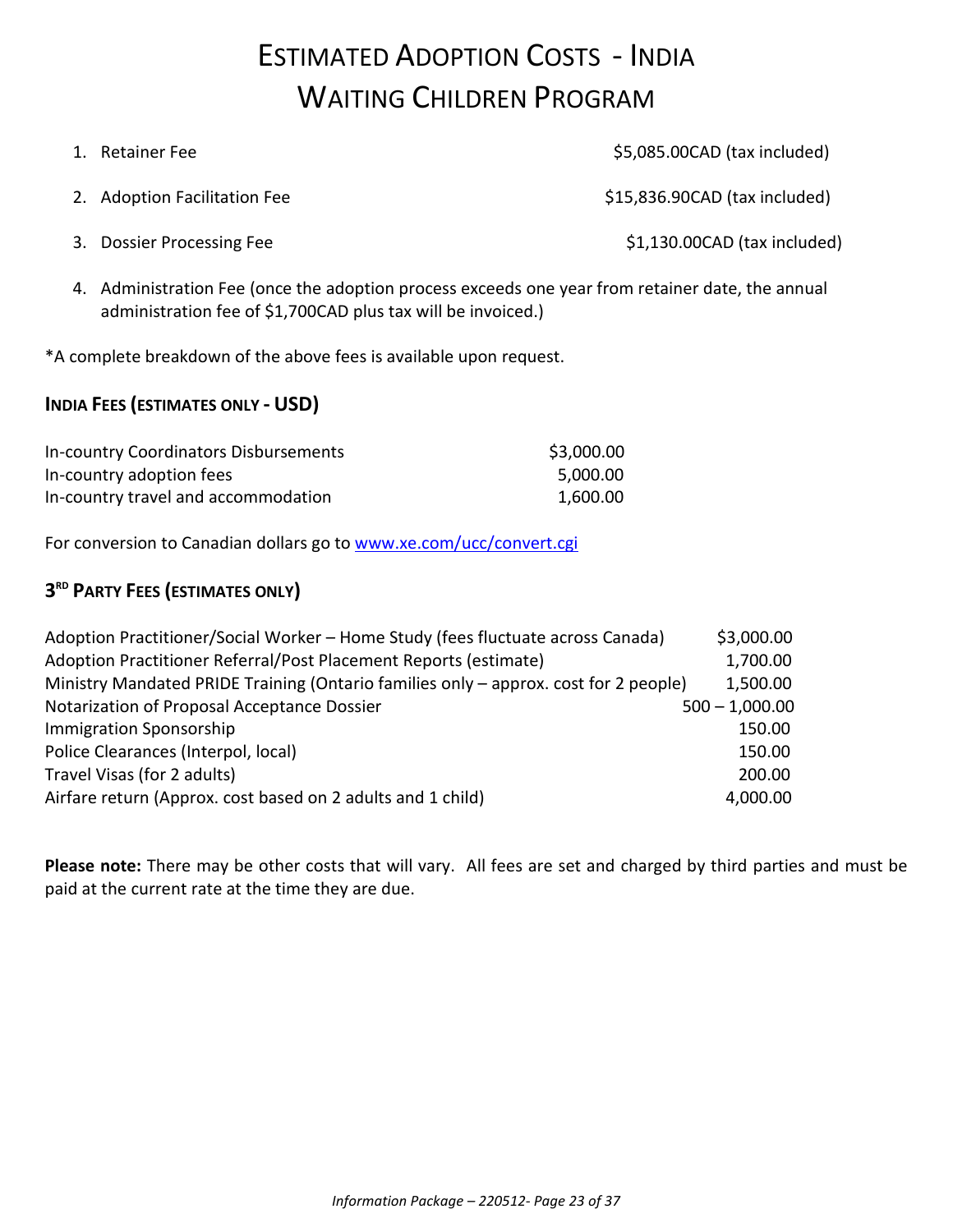# Estimated Adoption Costs - India
# Waiting Children Program

1. Retainer Fee — $5,085.00CAD (tax included)
2. Adoption Facilitation Fee — $15,836.90CAD (tax included)
3. Dossier Processing Fee — $1,130.00CAD (tax included)
4. Administration Fee (once the adoption process exceeds one year from retainer date, the annual administration fee of $1,700CAD plus tax will be invoiced.)

*A complete breakdown of the above fees is available upon request.

### India Fees (estimates only - USD)

| | |
|---|---|
| In-country Coordinators Disbursements | $3,000.00 |
| In-country adoption fees | 5,000.00 |
| In-country travel and accommodation | 1,600.00 |

For conversion to Canadian dollars go to [www.xe.com/ucc/convert.cgi](www.xe.com/ucc/convert.cgi)

### 3rd Party Fees (estimates only)

| | |
|---|---|
| Adoption Practitioner/Social Worker – Home Study (fees fluctuate across Canada) | $3,000.00 |
| Adoption Practitioner Referral/Post Placement Reports (estimate) | 1,700.00 |
| Ministry Mandated PRIDE Training (Ontario families only – approx. cost for 2 people) | 1,500.00 |
| Notarization of Proposal Acceptance Dossier | 500 – 1,000.00 |
| Immigration Sponsorship | 150.00 |
| Police Clearances (Interpol, local) | 150.00 |
| Travel Visas (for 2 adults) | 200.00 |
| Airfare return (Approx. cost based on 2 adults and 1 child) | 4,000.00 |

**Please note:** There may be other costs that will vary. All fees are set and charged by third parties and must be paid at the current rate at the time they are due.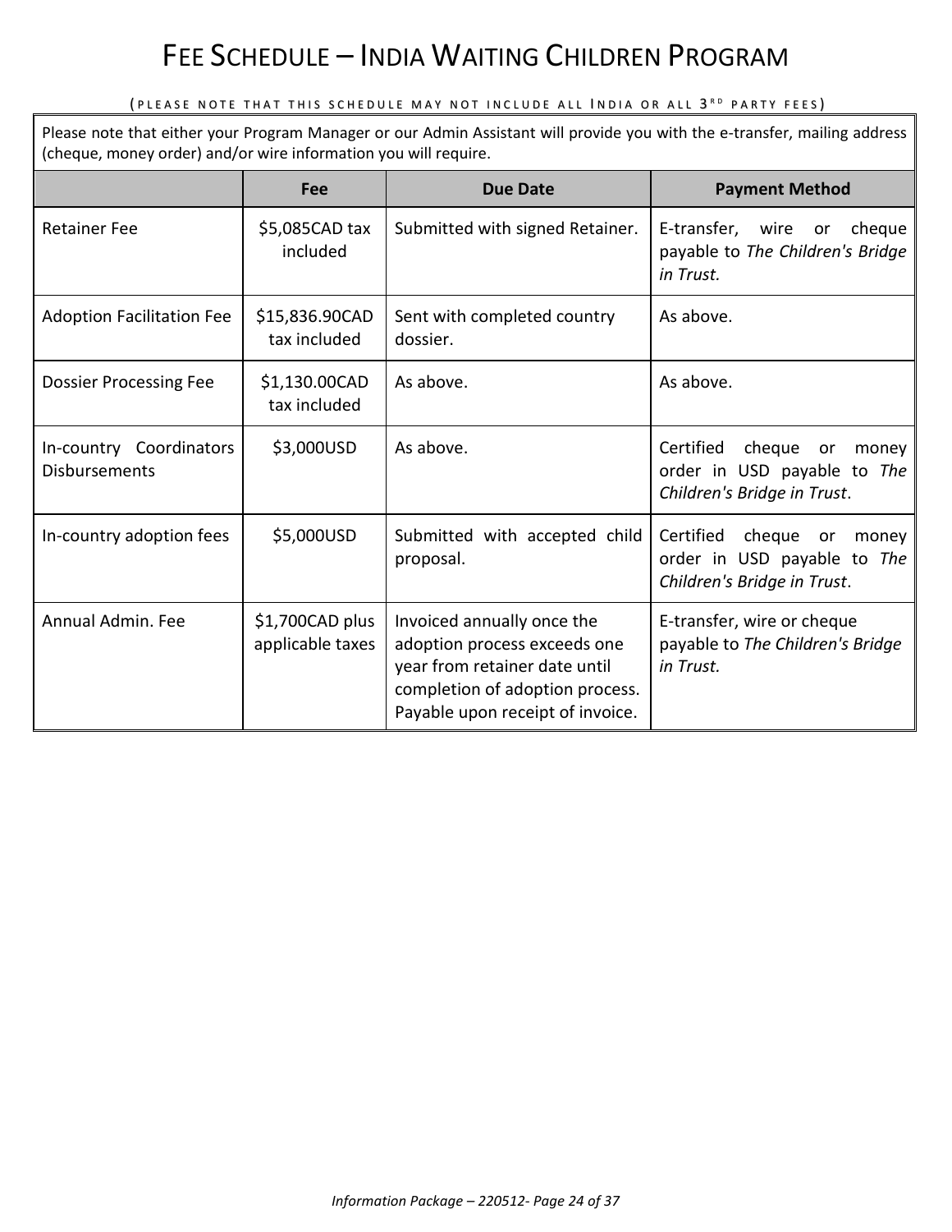# Fee Schedule – India Waiting Children Program

(Please note that this schedule may not include all India or all 3rd party fees)

Please note that either your Program Manager or our Admin Assistant will provide you with the e-transfer, mailing address (cheque, money order) and/or wire information you will require.

| | Fee | Due Date | Payment Method |
|---|---|---|---|
| Retainer Fee | $5,085CAD tax included | Submitted with signed Retainer. | E-transfer, wire or cheque payable to *The Children's Bridge in Trust.* |
| Adoption Facilitation Fee | $15,836.90CAD tax included | Sent with completed country dossier. | As above. |
| Dossier Processing Fee | $1,130.00CAD tax included | As above. | As above. |
| In-country Coordinators Disbursements | $3,000USD | As above. | Certified cheque or money order in USD payable to *The Children's Bridge in Trust*. |
| In-country adoption fees | $5,000USD | Submitted with accepted child proposal. | Certified cheque or money order in USD payable to *The Children's Bridge in Trust*. |
| Annual Admin. Fee | $1,700CAD plus applicable taxes | Invoiced annually once the adoption process exceeds one year from retainer date until completion of adoption process. Payable upon receipt of invoice. | E-transfer, wire or cheque payable to *The Children's Bridge in Trust.* |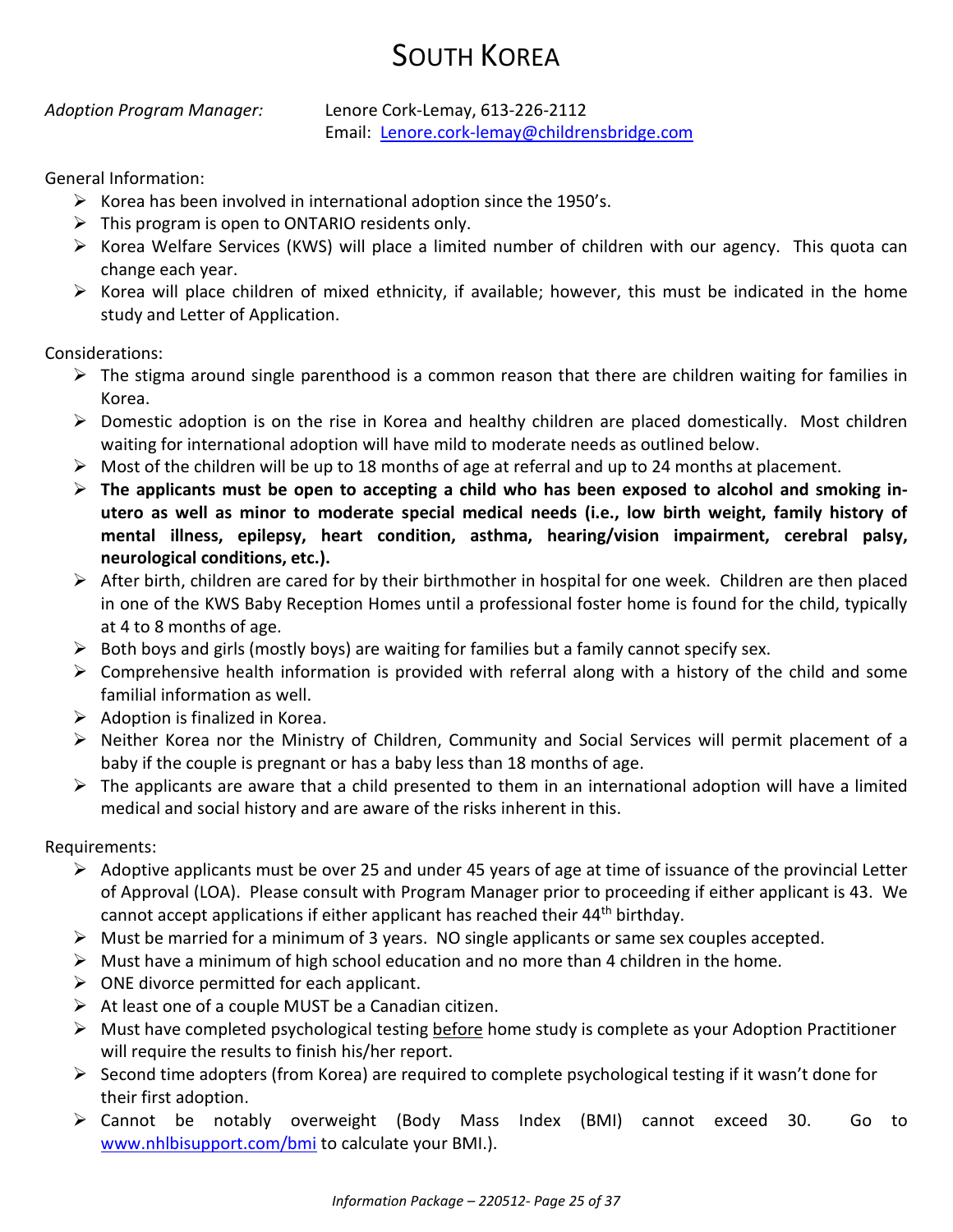# SOUTH KOREA

*Adoption Program Manager:* Lenore Cork-Lemay, 613-226-2112
Email: [Lenore.cork-lemay@childrensbridge.com](mailto:Lenore.cork-lemay@childrensbridge.com)

General Information:

- Korea has been involved in international adoption since the 1950's.
- This program is open to ONTARIO residents only.
- Korea Welfare Services (KWS) will place a limited number of children with our agency. This quota can change each year.
- Korea will place children of mixed ethnicity, if available; however, this must be indicated in the home study and Letter of Application.

Considerations:

- The stigma around single parenthood is a common reason that there are children waiting for families in Korea.
- Domestic adoption is on the rise in Korea and healthy children are placed domestically. Most children waiting for international adoption will have mild to moderate needs as outlined below.
- Most of the children will be up to 18 months of age at referral and up to 24 months at placement.
- **The applicants must be open to accepting a child who has been exposed to alcohol and smoking in-utero as well as minor to moderate special medical needs (i.e., low birth weight, family history of mental illness, epilepsy, heart condition, asthma, hearing/vision impairment, cerebral palsy, neurological conditions, etc.).**
- After birth, children are cared for by their birthmother in hospital for one week. Children are then placed in one of the KWS Baby Reception Homes until a professional foster home is found for the child, typically at 4 to 8 months of age.
- Both boys and girls (mostly boys) are waiting for families but a family cannot specify sex.
- Comprehensive health information is provided with referral along with a history of the child and some familial information as well.
- Adoption is finalized in Korea.
- Neither Korea nor the Ministry of Children, Community and Social Services will permit placement of a baby if the couple is pregnant or has a baby less than 18 months of age.
- The applicants are aware that a child presented to them in an international adoption will have a limited medical and social history and are aware of the risks inherent in this.

Requirements:

- Adoptive applicants must be over 25 and under 45 years of age at time of issuance of the provincial Letter of Approval (LOA). Please consult with Program Manager prior to proceeding if either applicant is 43. We cannot accept applications if either applicant has reached their 44th birthday.
- Must be married for a minimum of 3 years. NO single applicants or same sex couples accepted.
- Must have a minimum of high school education and no more than 4 children in the home.
- ONE divorce permitted for each applicant.
- At least one of a couple MUST be a Canadian citizen.
- Must have completed psychological testing <u>before</u> home study is complete as your Adoption Practitioner will require the results to finish his/her report.
- Second time adopters (from Korea) are required to complete psychological testing if it wasn't done for their first adoption.
- Cannot be notably overweight (Body Mass Index (BMI) cannot exceed 30. Go to [www.nhlbisupport.com/bmi](http://www.nhlbisupport.com/bmi) to calculate your BMI.).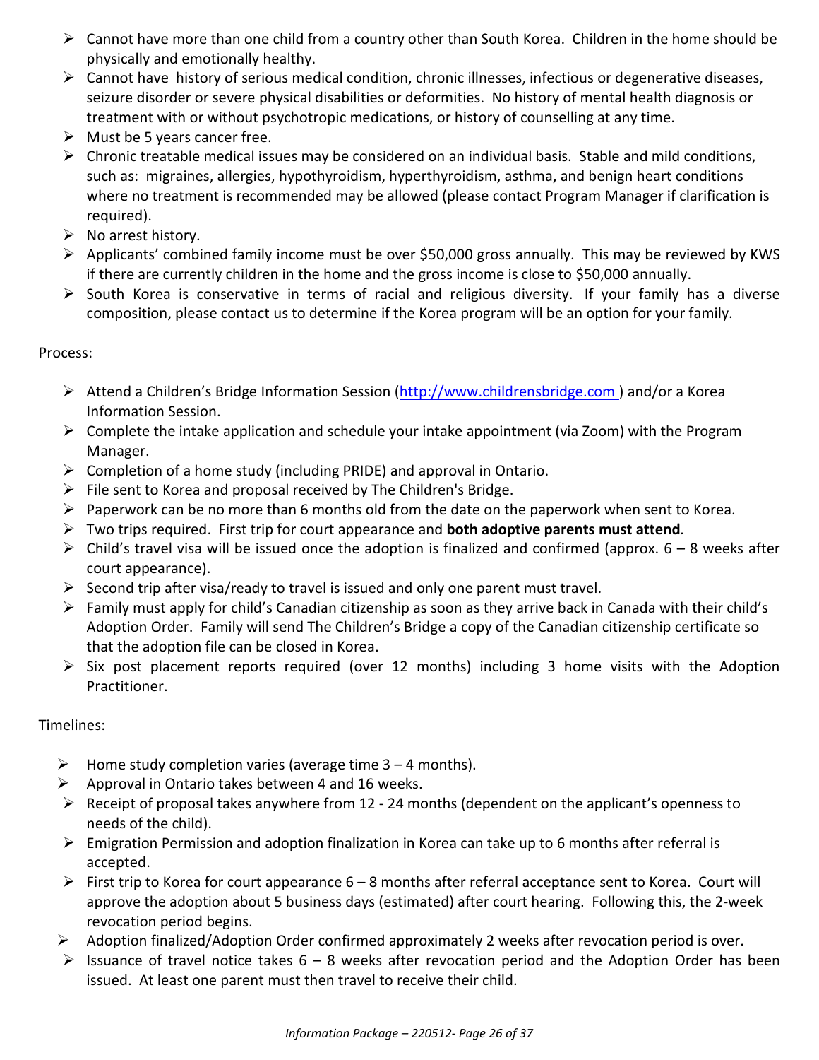- Cannot have more than one child from a country other than South Korea. Children in the home should be physically and emotionally healthy.
- Cannot have history of serious medical condition, chronic illnesses, infectious or degenerative diseases, seizure disorder or severe physical disabilities or deformities. No history of mental health diagnosis or treatment with or without psychotropic medications, or history of counselling at any time.
- Must be 5 years cancer free.
- Chronic treatable medical issues may be considered on an individual basis. Stable and mild conditions, such as: migraines, allergies, hypothyroidism, hyperthyroidism, asthma, and benign heart conditions where no treatment is recommended may be allowed (please contact Program Manager if clarification is required).
- No arrest history.
- Applicants' combined family income must be over $50,000 gross annually. This may be reviewed by KWS if there are currently children in the home and the gross income is close to $50,000 annually.
- South Korea is conservative in terms of racial and religious diversity. If your family has a diverse composition, please contact us to determine if the Korea program will be an option for your family.

Process:

- Attend a Children's Bridge Information Session (http://www.childrensbridge.com ) and/or a Korea Information Session.
- Complete the intake application and schedule your intake appointment (via Zoom) with the Program Manager.
- Completion of a home study (including PRIDE) and approval in Ontario.
- File sent to Korea and proposal received by The Children's Bridge.
- Paperwork can be no more than 6 months old from the date on the paperwork when sent to Korea.
- Two trips required. First trip for court appearance and **both adoptive parents must attend**.
- Child's travel visa will be issued once the adoption is finalized and confirmed (approx. 6 – 8 weeks after court appearance).
- Second trip after visa/ready to travel is issued and only one parent must travel.
- Family must apply for child's Canadian citizenship as soon as they arrive back in Canada with their child's Adoption Order. Family will send The Children's Bridge a copy of the Canadian citizenship certificate so that the adoption file can be closed in Korea.
- Six post placement reports required (over 12 months) including 3 home visits with the Adoption Practitioner.

Timelines:

- Home study completion varies (average time 3 – 4 months).
- Approval in Ontario takes between 4 and 16 weeks.
- Receipt of proposal takes anywhere from 12 - 24 months (dependent on the applicant's openness to needs of the child).
- Emigration Permission and adoption finalization in Korea can take up to 6 months after referral is accepted.
- First trip to Korea for court appearance 6 – 8 months after referral acceptance sent to Korea. Court will approve the adoption about 5 business days (estimated) after court hearing. Following this, the 2-week revocation period begins.
- Adoption finalized/Adoption Order confirmed approximately 2 weeks after revocation period is over.
- Issuance of travel notice takes 6 – 8 weeks after revocation period and the Adoption Order has been issued. At least one parent must then travel to receive their child.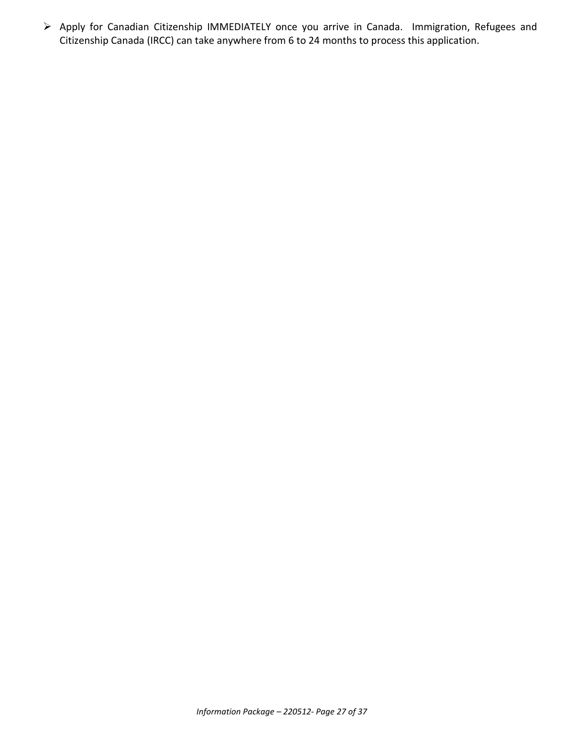- Apply for Canadian Citizenship IMMEDIATELY once you arrive in Canada. Immigration, Refugees and Citizenship Canada (IRCC) can take anywhere from 6 to 24 months to process this application.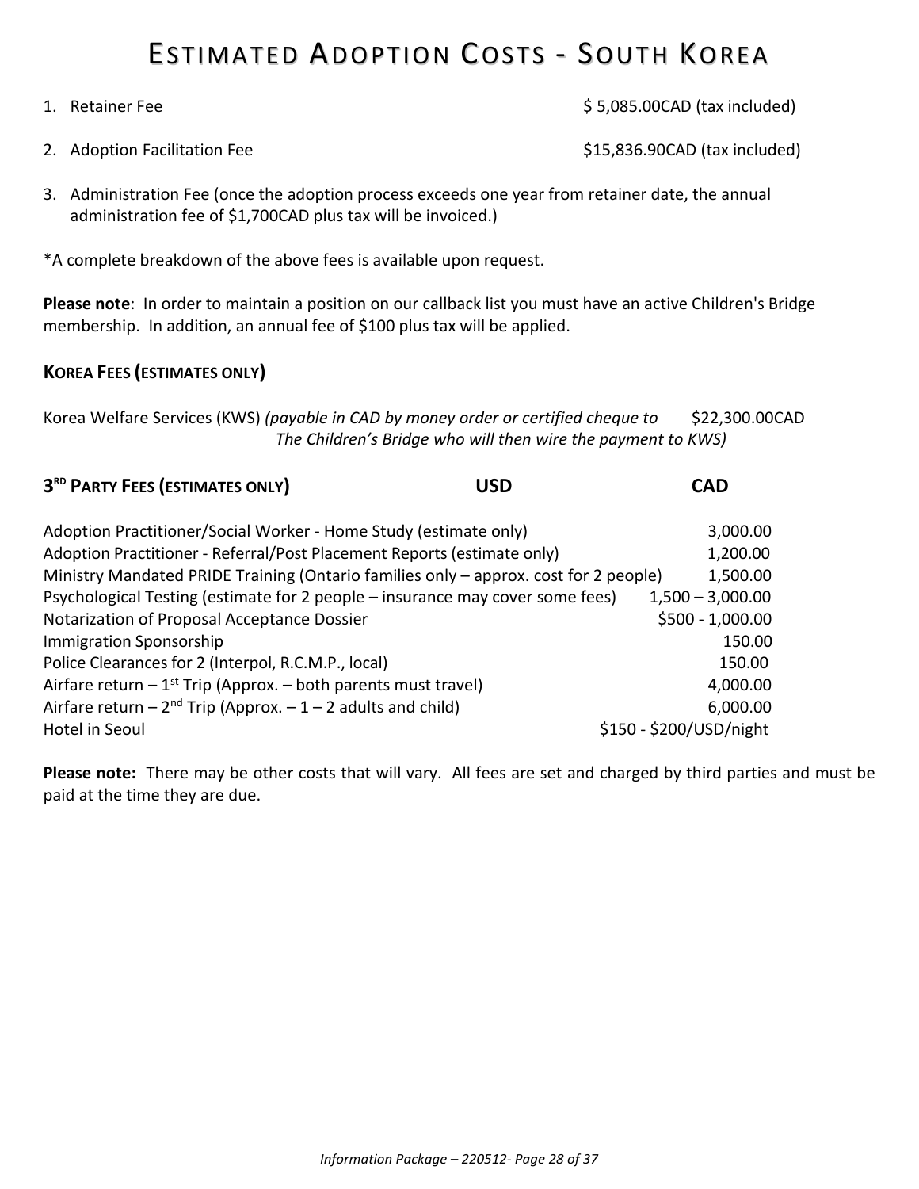# Estimated Adoption Costs - South Korea

1. Retainer Fee — $ 5,085.00CAD (tax included)
2. Adoption Facilitation Fee — $15,836.90CAD (tax included)
3. Administration Fee (once the adoption process exceeds one year from retainer date, the annual administration fee of $1,700CAD plus tax will be invoiced.)

*A complete breakdown of the above fees is available upon request.

**Please note**: In order to maintain a position on our callback list you must have an active Children's Bridge membership. In addition, an annual fee of $100 plus tax will be applied.

### Korea Fees (estimates only)

Korea Welfare Services (KWS) *(payable in CAD by money order or certified cheque to The Children's Bridge who will then wire the payment to KWS)* — $22,300.00CAD

### 3rd Party Fees (estimates only)

| | USD | CAD |
|---|---|---|
| Adoption Practitioner/Social Worker - Home Study (estimate only) | | 3,000.00 |
| Adoption Practitioner - Referral/Post Placement Reports (estimate only) | | 1,200.00 |
| Ministry Mandated PRIDE Training (Ontario families only – approx. cost for 2 people) | | 1,500.00 |
| Psychological Testing (estimate for 2 people – insurance may cover some fees) | | 1,500 – 3,000.00 |
| Notarization of Proposal Acceptance Dossier | | $500 - 1,000.00 |
| Immigration Sponsorship | | 150.00 |
| Police Clearances for 2 (Interpol, R.C.M.P., local) | | 150.00 |
| Airfare return – 1st Trip (Approx. – both parents must travel) | | 4,000.00 |
| Airfare return – 2nd Trip (Approx. – 1 – 2 adults and child) | | 6,000.00 |
| Hotel in Seoul | | $150 - $200/USD/night |

**Please note:** There may be other costs that will vary. All fees are set and charged by third parties and must be paid at the time they are due.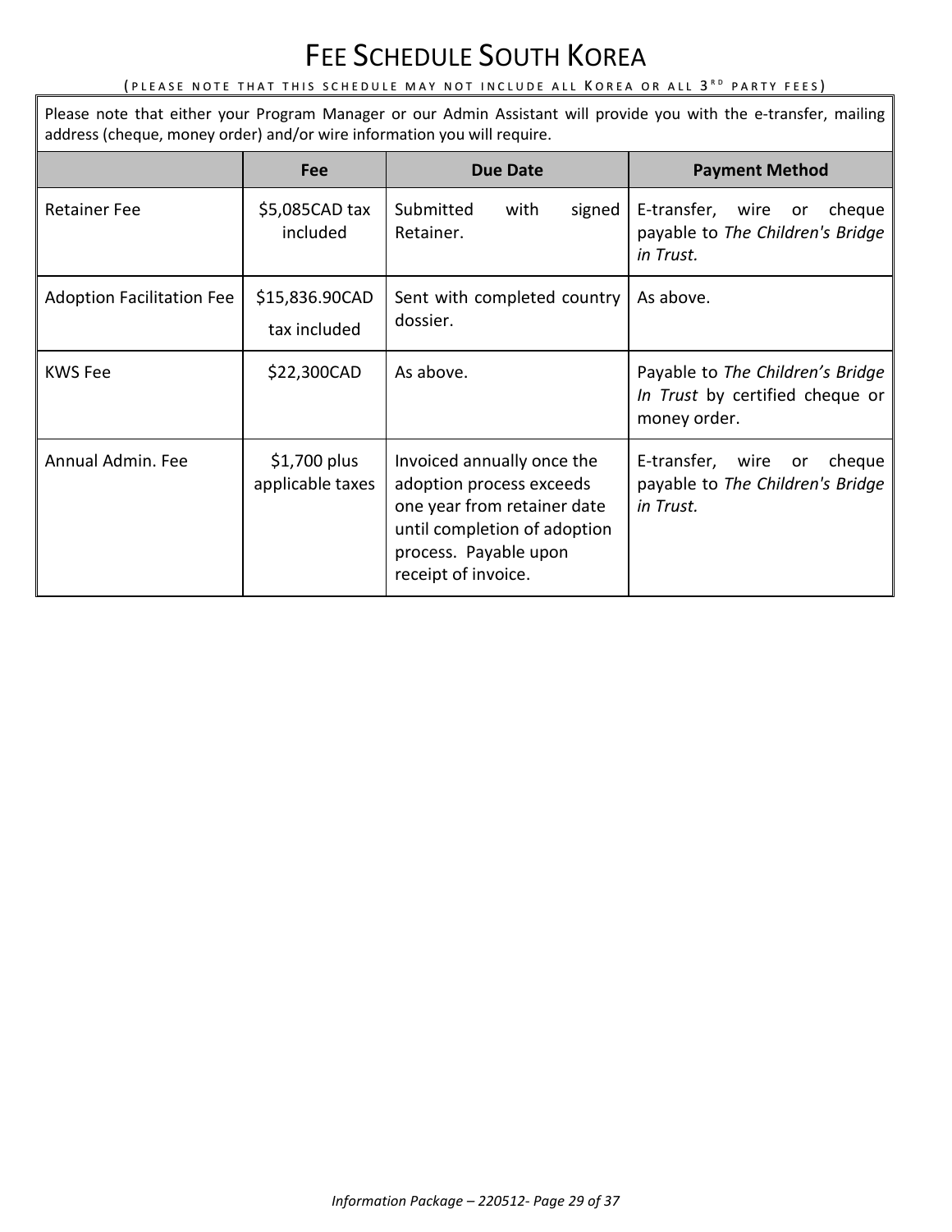# FEE SCHEDULE SOUTH KOREA

(PLEASE NOTE THAT THIS SCHEDULE MAY NOT INCLUDE ALL KOREA OR ALL 3RD PARTY FEES)

Please note that either your Program Manager or our Admin Assistant will provide you with the e-transfer, mailing address (cheque, money order) and/or wire information you will require.

| | Fee | Due Date | Payment Method |
|---|---|---|---|
| Retainer Fee | $5,085CAD tax included | Submitted with signed Retainer. | E-transfer, wire or cheque payable to *The Children's Bridge in Trust.* |
| Adoption Facilitation Fee | $15,836.90CAD tax included | Sent with completed country dossier. | As above. |
| KWS Fee | $22,300CAD | As above. | Payable to *The Children's Bridge In Trust* by certified cheque or money order. |
| Annual Admin. Fee | $1,700 plus applicable taxes | Invoiced annually once the adoption process exceeds one year from retainer date until completion of adoption process. Payable upon receipt of invoice. | E-transfer, wire or cheque payable to *The Children's Bridge in Trust.* |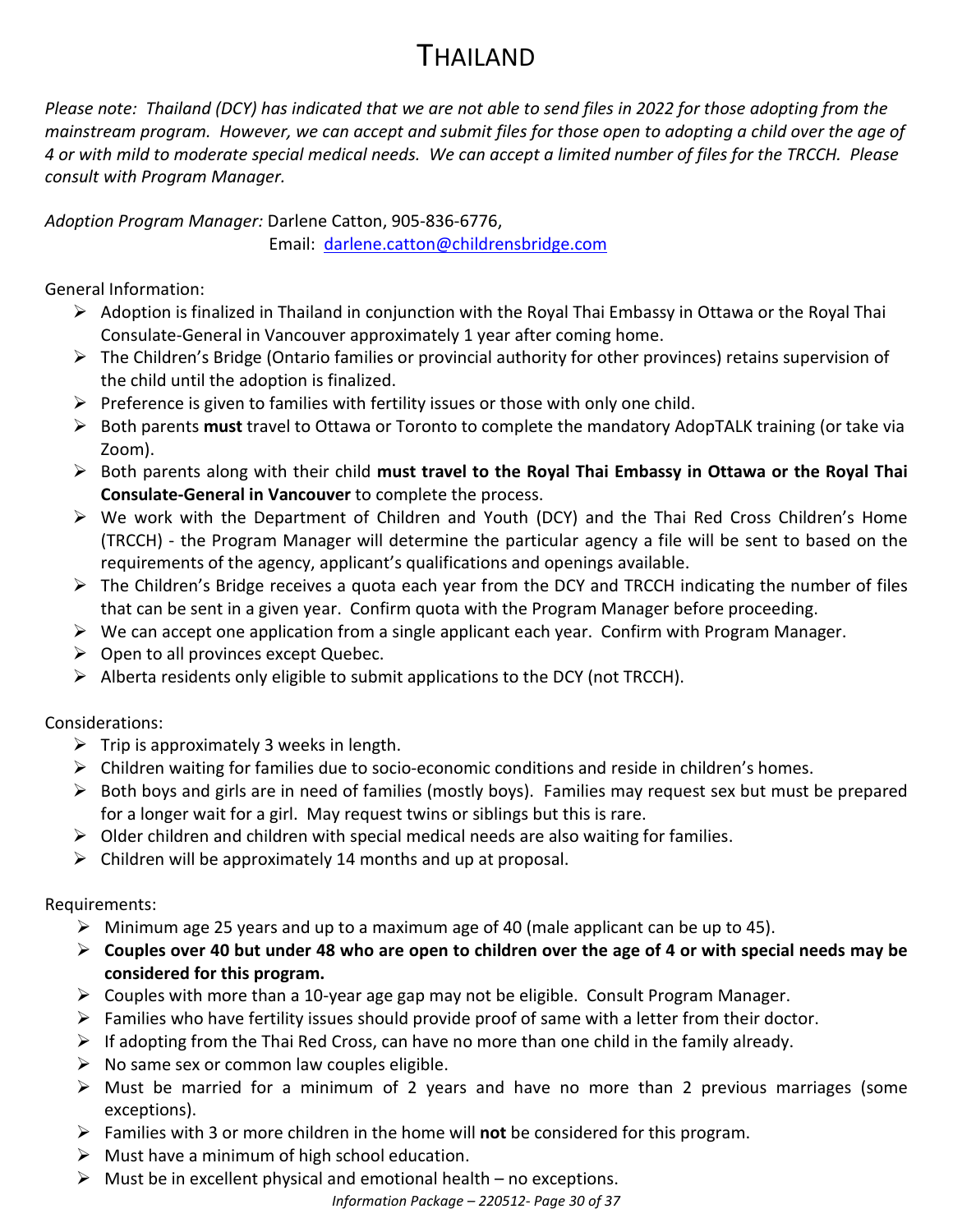# THAILAND

*Please note: Thailand (DCY) has indicated that we are not able to send files in 2022 for those adopting from the mainstream program. However, we can accept and submit files for those open to adopting a child over the age of 4 or with mild to moderate special medical needs. We can accept a limited number of files for the TRCCH. Please consult with Program Manager.*

*Adoption Program Manager:* Darlene Catton, 905-836-6776,
Email: [darlene.catton@childrensbridge.com](mailto:darlene.catton@childrensbridge.com)

General Information:

- Adoption is finalized in Thailand in conjunction with the Royal Thai Embassy in Ottawa or the Royal Thai Consulate-General in Vancouver approximately 1 year after coming home.
- The Children's Bridge (Ontario families or provincial authority for other provinces) retains supervision of the child until the adoption is finalized.
- Preference is given to families with fertility issues or those with only one child.
- Both parents **must** travel to Ottawa or Toronto to complete the mandatory AdopTALK training (or take via Zoom).
- Both parents along with their child **must travel to the Royal Thai Embassy in Ottawa or the Royal Thai Consulate-General in Vancouver** to complete the process.
- We work with the Department of Children and Youth (DCY) and the Thai Red Cross Children's Home (TRCCH) - the Program Manager will determine the particular agency a file will be sent to based on the requirements of the agency, applicant's qualifications and openings available.
- The Children's Bridge receives a quota each year from the DCY and TRCCH indicating the number of files that can be sent in a given year. Confirm quota with the Program Manager before proceeding.
- We can accept one application from a single applicant each year. Confirm with Program Manager.
- Open to all provinces except Quebec.
- Alberta residents only eligible to submit applications to the DCY (not TRCCH).

Considerations:

- Trip is approximately 3 weeks in length.
- Children waiting for families due to socio-economic conditions and reside in children's homes.
- Both boys and girls are in need of families (mostly boys). Families may request sex but must be prepared for a longer wait for a girl. May request twins or siblings but this is rare.
- Older children and children with special medical needs are also waiting for families.
- Children will be approximately 14 months and up at proposal.

Requirements:

- Minimum age 25 years and up to a maximum age of 40 (male applicant can be up to 45).
- **Couples over 40 but under 48 who are open to children over the age of 4 or with special needs may be considered for this program.**
- Couples with more than a 10-year age gap may not be eligible. Consult Program Manager.
- Families who have fertility issues should provide proof of same with a letter from their doctor.
- If adopting from the Thai Red Cross, can have no more than one child in the family already.
- No same sex or common law couples eligible.
- Must be married for a minimum of 2 years and have no more than 2 previous marriages (some exceptions).
- Families with 3 or more children in the home will **not** be considered for this program.
- Must have a minimum of high school education.
- Must be in excellent physical and emotional health – no exceptions.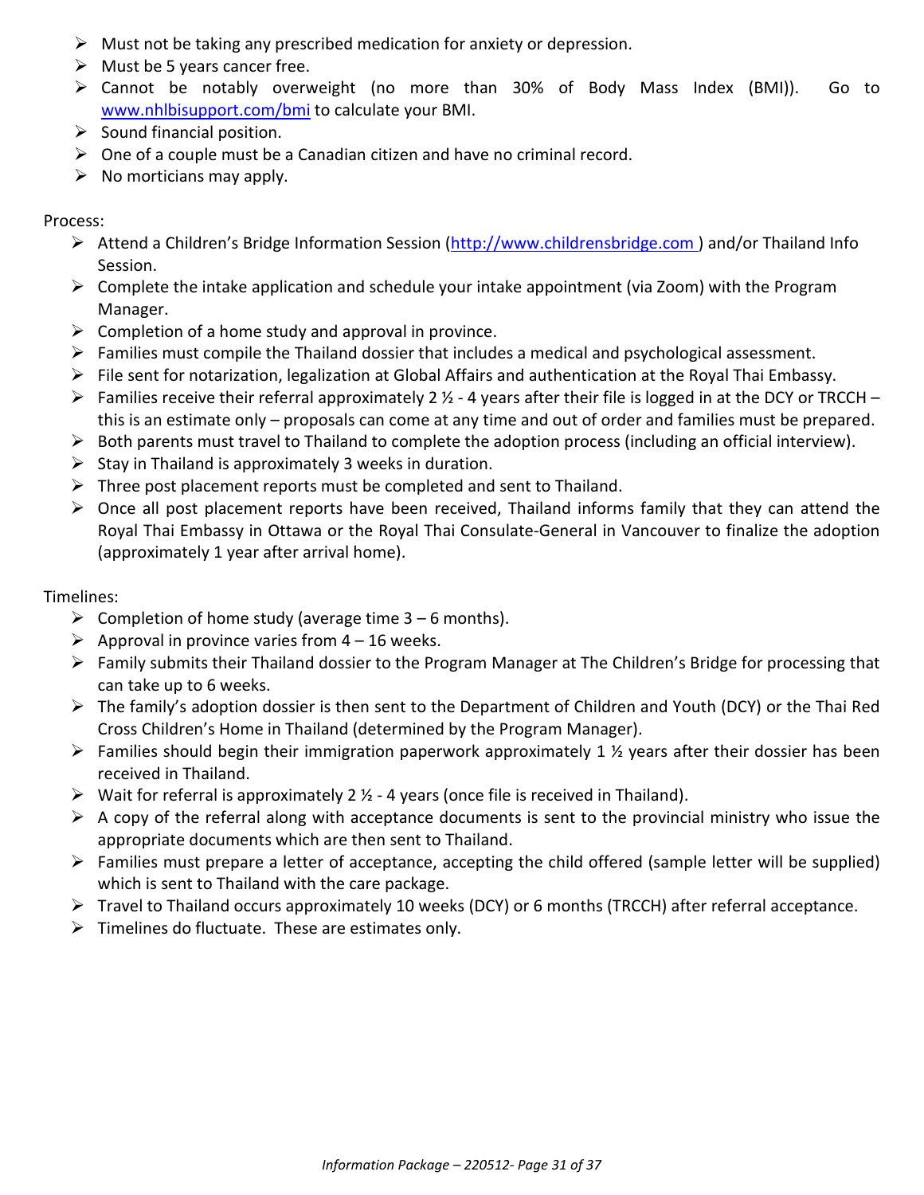- Must not be taking any prescribed medication for anxiety or depression.
- Must be 5 years cancer free.
- Cannot be notably overweight (no more than 30% of Body Mass Index (BMI)). Go to [www.nhlbisupport.com/bmi](http://www.nhlbisupport.com/bmi) to calculate your BMI.
- Sound financial position.
- One of a couple must be a Canadian citizen and have no criminal record.
- No morticians may apply.

Process:

- Attend a Children's Bridge Information Session ([http://www.childrensbridge.com](http://www.childrensbridge.com) ) and/or Thailand Info Session.
- Complete the intake application and schedule your intake appointment (via Zoom) with the Program Manager.
- Completion of a home study and approval in province.
- Families must compile the Thailand dossier that includes a medical and psychological assessment.
- File sent for notarization, legalization at Global Affairs and authentication at the Royal Thai Embassy.
- Families receive their referral approximately 2 ½ - 4 years after their file is logged in at the DCY or TRCCH – this is an estimate only – proposals can come at any time and out of order and families must be prepared.
- Both parents must travel to Thailand to complete the adoption process (including an official interview).
- Stay in Thailand is approximately 3 weeks in duration.
- Three post placement reports must be completed and sent to Thailand.
- Once all post placement reports have been received, Thailand informs family that they can attend the Royal Thai Embassy in Ottawa or the Royal Thai Consulate-General in Vancouver to finalize the adoption (approximately 1 year after arrival home).

Timelines:

- Completion of home study (average time 3 – 6 months).
- Approval in province varies from 4 – 16 weeks.
- Family submits their Thailand dossier to the Program Manager at The Children's Bridge for processing that can take up to 6 weeks.
- The family's adoption dossier is then sent to the Department of Children and Youth (DCY) or the Thai Red Cross Children's Home in Thailand (determined by the Program Manager).
- Families should begin their immigration paperwork approximately 1 ½ years after their dossier has been received in Thailand.
- Wait for referral is approximately 2 ½ - 4 years (once file is received in Thailand).
- A copy of the referral along with acceptance documents is sent to the provincial ministry who issue the appropriate documents which are then sent to Thailand.
- Families must prepare a letter of acceptance, accepting the child offered (sample letter will be supplied) which is sent to Thailand with the care package.
- Travel to Thailand occurs approximately 10 weeks (DCY) or 6 months (TRCCH) after referral acceptance.
- Timelines do fluctuate. These are estimates only.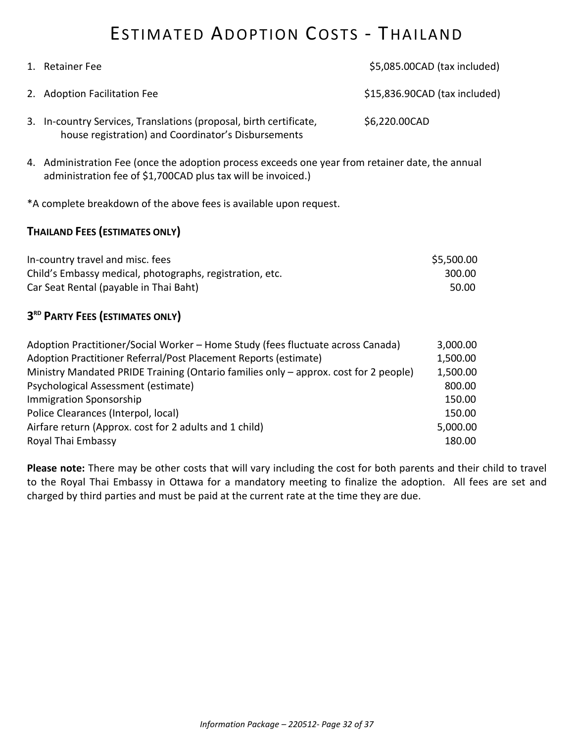# ESTIMATED ADOPTION COSTS - THAILAND

1. Retainer Fee — $5,085.00CAD (tax included)
2. Adoption Facilitation Fee — $15,836.90CAD (tax included)
3. In-country Services, Translations (proposal, birth certificate, house registration) and Coordinator's Disbursements — $6,220.00CAD
4. Administration Fee (once the adoption process exceeds one year from retainer date, the annual administration fee of $1,700CAD plus tax will be invoiced.)

*A complete breakdown of the above fees is available upon request.

### THAILAND FEES (ESTIMATES ONLY)

| | |
|---|---|
| In-country travel and misc. fees | $5,500.00 |
| Child's Embassy medical, photographs, registration, etc. | 300.00 |
| Car Seat Rental (payable in Thai Baht) | 50.00 |

### 3RD PARTY FEES (ESTIMATES ONLY)

| | |
|---|---|
| Adoption Practitioner/Social Worker – Home Study (fees fluctuate across Canada) | 3,000.00 |
| Adoption Practitioner Referral/Post Placement Reports (estimate) | 1,500.00 |
| Ministry Mandated PRIDE Training (Ontario families only – approx. cost for 2 people) | 1,500.00 |
| Psychological Assessment (estimate) | 800.00 |
| Immigration Sponsorship | 150.00 |
| Police Clearances (Interpol, local) | 150.00 |
| Airfare return (Approx. cost for 2 adults and 1 child) | 5,000.00 |
| Royal Thai Embassy | 180.00 |

**Please note:** There may be other costs that will vary including the cost for both parents and their child to travel to the Royal Thai Embassy in Ottawa for a mandatory meeting to finalize the adoption. All fees are set and charged by third parties and must be paid at the current rate at the time they are due.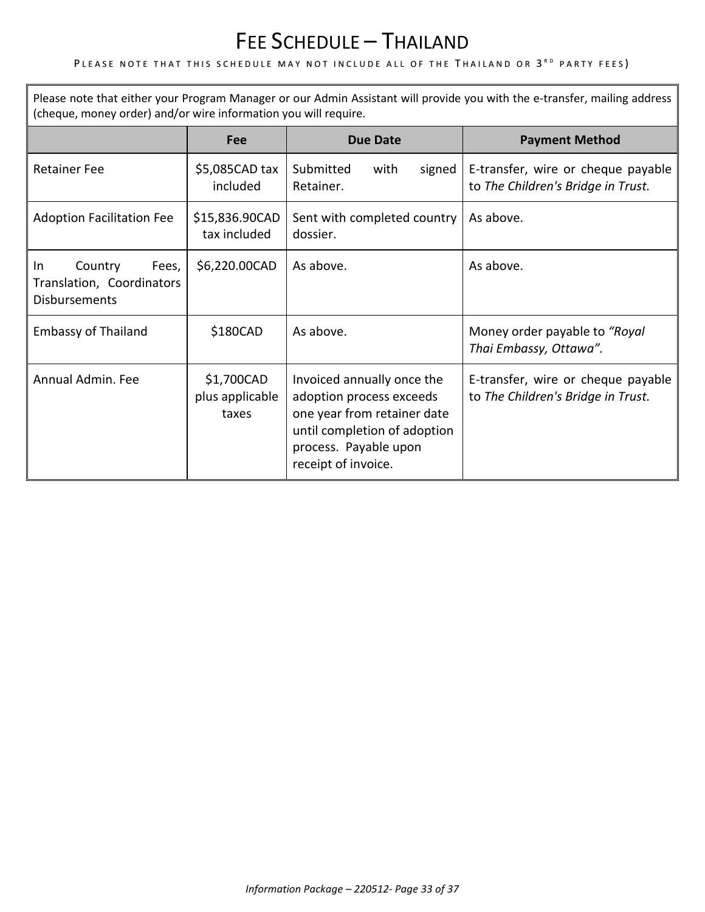# Fee Schedule – Thailand

PLEASE NOTE THAT THIS SCHEDULE MAY NOT INCLUDE ALL OF THE THAILAND OR 3RD PARTY FEES)

Please note that either your Program Manager or our Admin Assistant will provide you with the e-transfer, mailing address (cheque, money order) and/or wire information you will require.

| | Fee | Due Date | Payment Method |
|---|---|---|---|
| Retainer Fee | $5,085CAD tax included | Submitted with signed Retainer. | E-transfer, wire or cheque payable to *The Children's Bridge in Trust.* |
| Adoption Facilitation Fee | $15,836.90CAD tax included | Sent with completed country dossier. | As above. |
| In Country Fees, Translation, Coordinators Disbursements | $6,220.00CAD | As above. | As above. |
| Embassy of Thailand | $180CAD | As above. | Money order payable to *"Royal Thai Embassy, Ottawa".* |
| Annual Admin. Fee | $1,700CAD plus applicable taxes | Invoiced annually once the adoption process exceeds one year from retainer date until completion of adoption process. Payable upon receipt of invoice. | E-transfer, wire or cheque payable to *The Children's Bridge in Trust.* |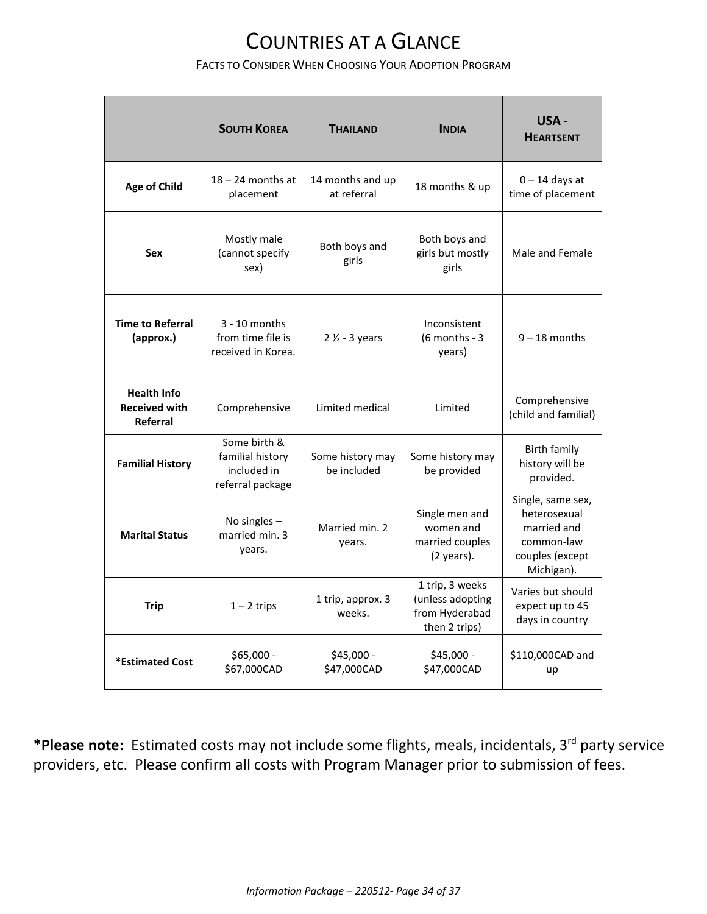# Countries at a Glance

Facts to Consider When Choosing Your Adoption Program

| | South Korea | Thailand | India | USA - Heartsent |
|---|---|---|---|---|
| **Age of Child** | 18 – 24 months at placement | 14 months and up at referral | 18 months & up | 0 – 14 days at time of placement |
| **Sex** | Mostly male (cannot specify sex) | Both boys and girls | Both boys and girls but mostly girls | Male and Female |
| **Time to Referral (approx.)** | 3 - 10 months from time file is received in Korea. | 2 ½ - 3 years | Inconsistent (6 months - 3 years) | 9 – 18 months |
| **Health Info Received with Referral** | Comprehensive | Limited medical | Limited | Comprehensive (child and familial) |
| **Familial History** | Some birth & familial history included in referral package | Some history may be included | Some history may be provided | Birth family history will be provided. |
| **Marital Status** | No singles – married min. 3 years. | Married min. 2 years. | Single men and women and married couples (2 years). | Single, same sex, heterosexual married and common-law couples (except Michigan). |
| **Trip** | 1 – 2 trips | 1 trip, approx. 3 weeks. | 1 trip, 3 weeks (unless adopting from Hyderabad then 2 trips) | Varies but should expect up to 45 days in country |
| ***Estimated Cost** | $65,000 - $67,000CAD | $45,000 - $47,000CAD | $45,000 - $47,000CAD | $110,000CAD and up |

***Please note:** Estimated costs may not include some flights, meals, incidentals, 3rd party service providers, etc. Please confirm all costs with Program Manager prior to submission of fees.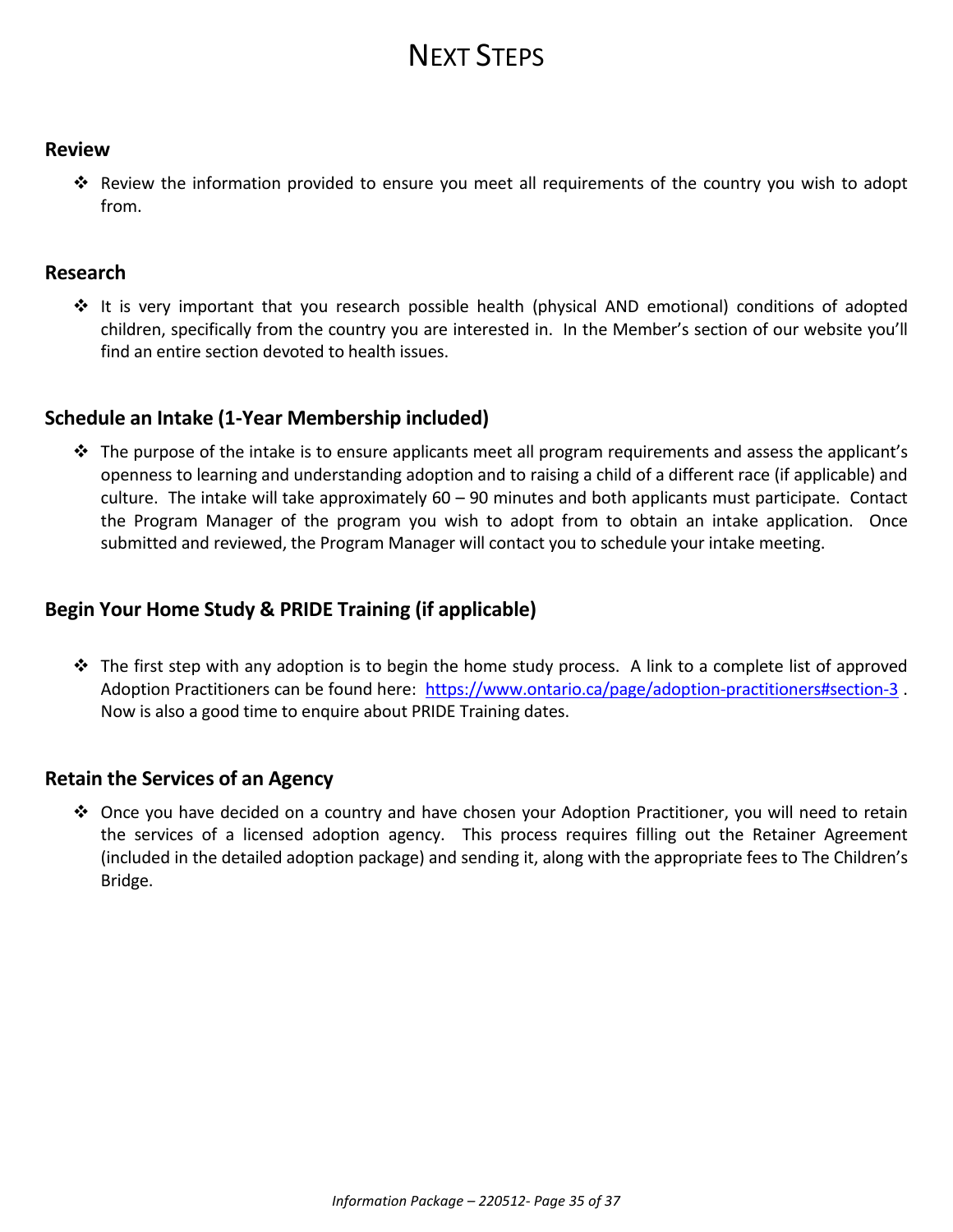# NEXT STEPS

## Review

- Review the information provided to ensure you meet all requirements of the country you wish to adopt from.

## Research

- It is very important that you research possible health (physical AND emotional) conditions of adopted children, specifically from the country you are interested in. In the Member's section of our website you'll find an entire section devoted to health issues.

## Schedule an Intake (1-Year Membership included)

- The purpose of the intake is to ensure applicants meet all program requirements and assess the applicant's openness to learning and understanding adoption and to raising a child of a different race (if applicable) and culture. The intake will take approximately 60 – 90 minutes and both applicants must participate. Contact the Program Manager of the program you wish to adopt from to obtain an intake application. Once submitted and reviewed, the Program Manager will contact you to schedule your intake meeting.

## Begin Your Home Study & PRIDE Training (if applicable)

- The first step with any adoption is to begin the home study process. A link to a complete list of approved Adoption Practitioners can be found here: [https://www.ontario.ca/page/adoption-practitioners#section-3](https://www.ontario.ca/page/adoption-practitioners#section-3) . Now is also a good time to enquire about PRIDE Training dates.

## Retain the Services of an Agency

- Once you have decided on a country and have chosen your Adoption Practitioner, you will need to retain the services of a licensed adoption agency. This process requires filling out the Retainer Agreement (included in the detailed adoption package) and sending it, along with the appropriate fees to The Children's Bridge.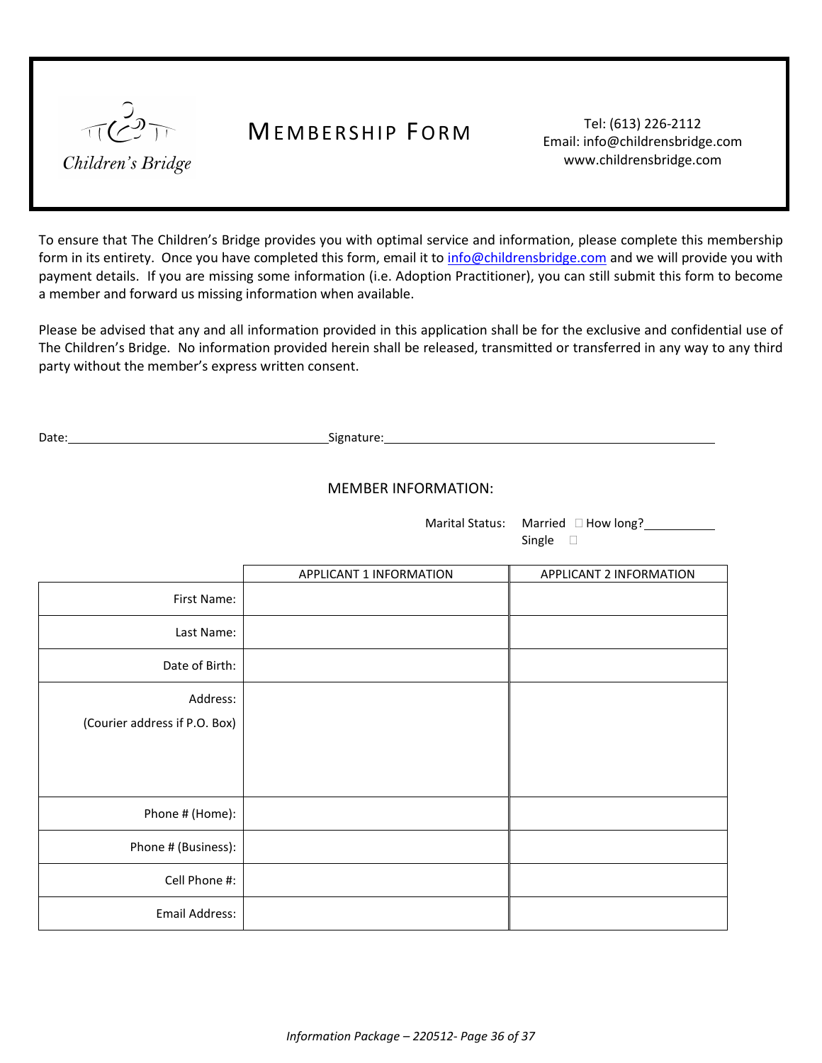Children's Bridge

# MEMBERSHIP FORM

Tel: (613) 226-2112
Email: info@childrensbridge.com
www.childrensbridge.com

To ensure that The Children's Bridge provides you with optimal service and information, please complete this membership form in its entirety. Once you have completed this form, email it to info@childrensbridge.com and we will provide you with payment details. If you are missing some information (i.e. Adoption Practitioner), you can still submit this form to become a member and forward us missing information when available.

Please be advised that any and all information provided in this application shall be for the exclusive and confidential use of The Children's Bridge. No information provided herein shall be released, transmitted or transferred in any way to any third party without the member's express written consent.

Date:________________________________ Signature:____________________________________________

## MEMBER INFORMATION:

Marital Status: Married ☐ How long?__________
Single ☐

| | APPLICANT 1 INFORMATION | APPLICANT 2 INFORMATION |
|---|---|---|
| First Name: | | |
| Last Name: | | |
| Date of Birth: | | |
| Address: (Courier address if P.O. Box) | | |
| Phone # (Home): | | |
| Phone # (Business): | | |
| Cell Phone #: | | |
| Email Address: | | |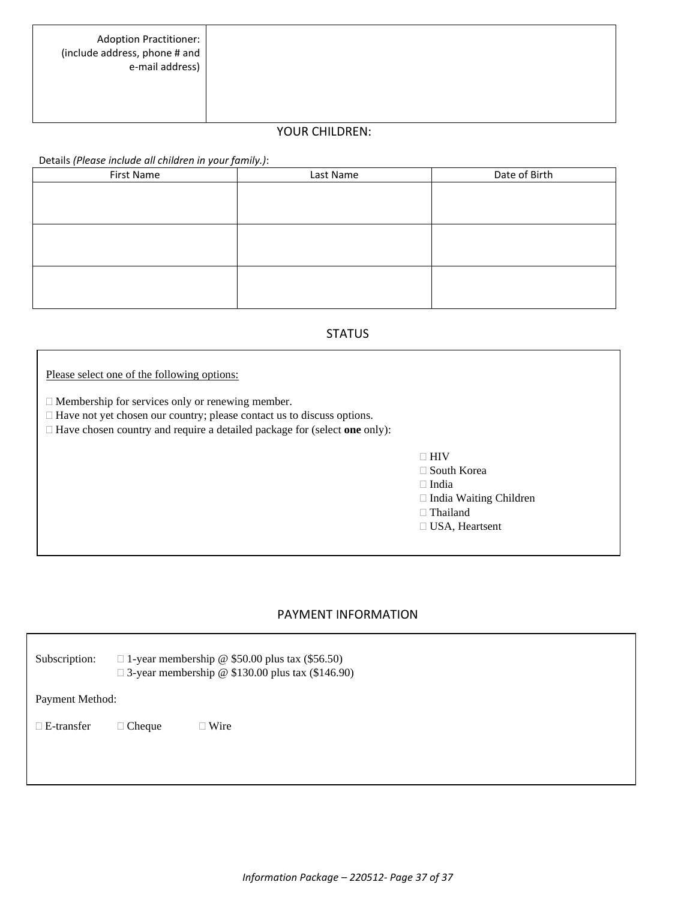| | |
|---|---|
| Adoption Practitioner: (include address, phone # and e-mail address) | |

## YOUR CHILDREN:

Details *(Please include all children in your family.)*:

| First Name | Last Name | Date of Birth |
|---|---|---|
| | | |
| | | |
| | | |

## STATUS

Please select one of the following options:

- ☐ Membership for services only or renewing member.
- ☐ Have not yet chosen our country; please contact us to discuss options.
- ☐ Have chosen country and require a detailed package for (select **one** only):
  - ☐ HIV
  - ☐ South Korea
  - ☐ India
  - ☐ India Waiting Children
  - ☐ Thailand
  - ☐ USA, Heartsent

## PAYMENT INFORMATION

Subscription:
- ☐ 1-year membership @ $50.00 plus tax ($56.50)
- ☐ 3-year membership @ $130.00 plus tax ($146.90)

Payment Method:

☐ E-transfer ☐ Cheque ☐ Wire